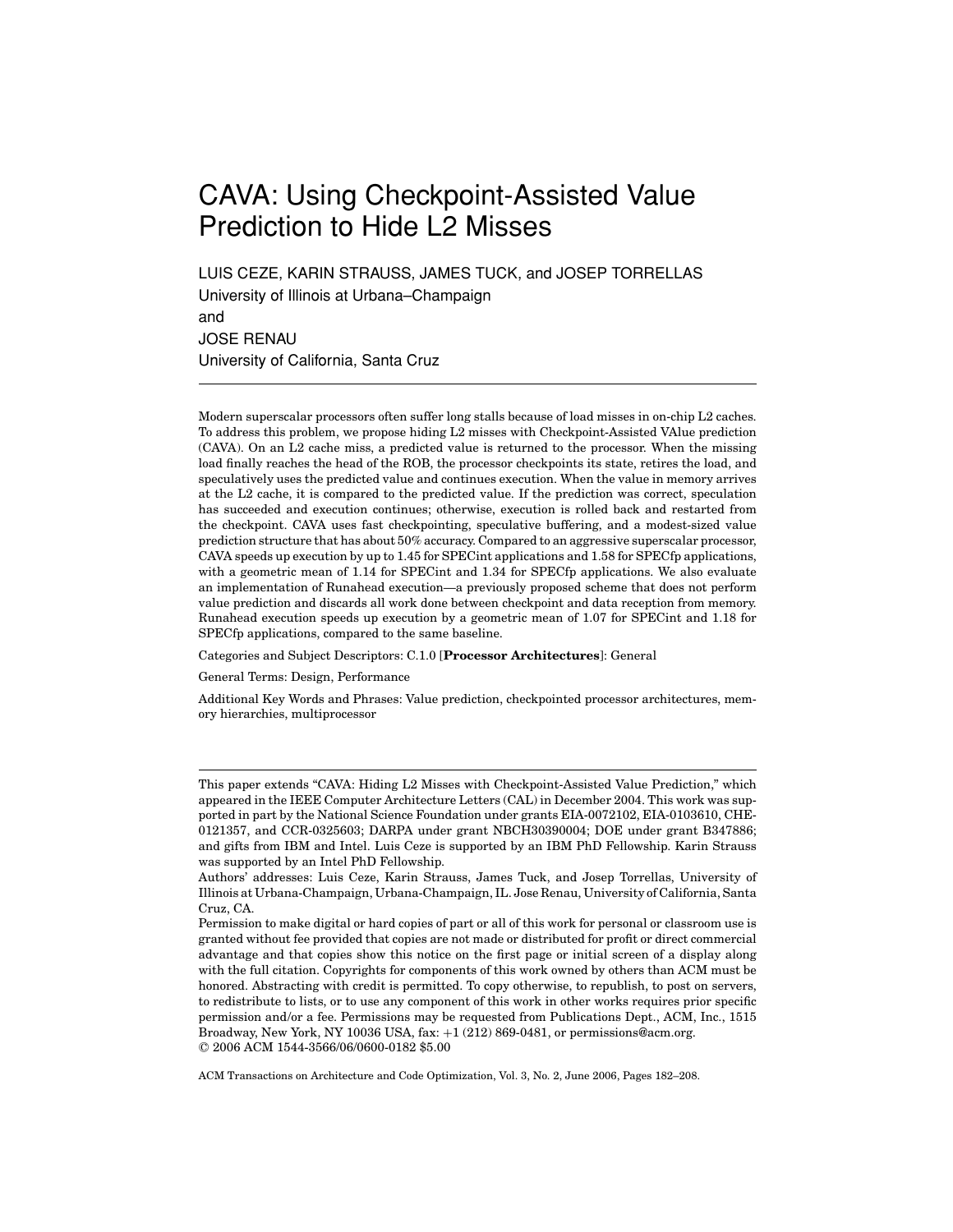# CAVA: Using Checkpoint-Assisted Value Prediction to Hide L2 Misses

LUIS CEZE, KARIN STRAUSS, JAMES TUCK, and JOSEP TORRELLAS
University of Illinois at Urbana–Champaign
and
JOSE RENAU
University of California, Santa Cruz

---

Modern superscalar processors often suffer long stalls because of load misses in on-chip L2 caches. To address this problem, we propose hiding L2 misses with Checkpoint-Assisted VAlue prediction (CAVA). On an L2 cache miss, a predicted value is returned to the processor. When the missing load finally reaches the head of the ROB, the processor checkpoints its state, retires the load, and speculatively uses the predicted value and continues execution. When the value in memory arrives at the L2 cache, it is compared to the predicted value. If the prediction was correct, speculation has succeeded and execution continues; otherwise, execution is rolled back and restarted from the checkpoint. CAVA uses fast checkpointing, speculative buffering, and a modest-sized value prediction structure that has about 50% accuracy. Compared to an aggressive superscalar processor, CAVA speeds up execution by up to 1.45 for SPECint applications and 1.58 for SPECfp applications, with a geometric mean of 1.14 for SPECint and 1.34 for SPECfp applications. We also evaluate an implementation of Runahead execution—a previously proposed scheme that does not perform value prediction and discards all work done between checkpoint and data reception from memory. Runahead execution speeds up execution by a geometric mean of 1.07 for SPECint and 1.18 for SPECfp applications, compared to the same baseline.

Categories and Subject Descriptors: C.1.0 [**Processor Architectures**]: General

General Terms: Design, Performance

Additional Key Words and Phrases: Value prediction, checkpointed processor architectures, memory hierarchies, multiprocessor

---

This paper extends "CAVA: Hiding L2 Misses with Checkpoint-Assisted Value Prediction," which appeared in the IEEE Computer Architecture Letters (CAL) in December 2004. This work was supported in part by the National Science Foundation under grants EIA-0072102, EIA-0103610, CHE-0121357, and CCR-0325603; DARPA under grant NBCH30390004; DOE under grant B347886; and gifts from IBM and Intel. Luis Ceze is supported by an IBM PhD Fellowship. Karin Strauss was supported by an Intel PhD Fellowship.

Authors' addresses: Luis Ceze, Karin Strauss, James Tuck, and Josep Torrellas, University of Illinois at Urbana-Champaign, Urbana-Champaign, IL. Jose Renau, University of California, Santa Cruz, CA.

Permission to make digital or hard copies of part or all of this work for personal or classroom use is granted without fee provided that copies are not made or distributed for profit or direct commercial advantage and that copies show this notice on the first page or initial screen of a display along with the full citation. Copyrights for components of this work owned by others than ACM must be honored. Abstracting with credit is permitted. To copy otherwise, to republish, to post on servers, to redistribute to lists, or to use any component of this work in other works requires prior specific permission and/or a fee. Permissions may be requested from Publications Dept., ACM, Inc., 1515 Broadway, New York, NY 10036 USA, fax: +1 (212) 869-0481, or permissions@acm.org.
© 2006 ACM 1544-3566/06/0600-0182 $5.00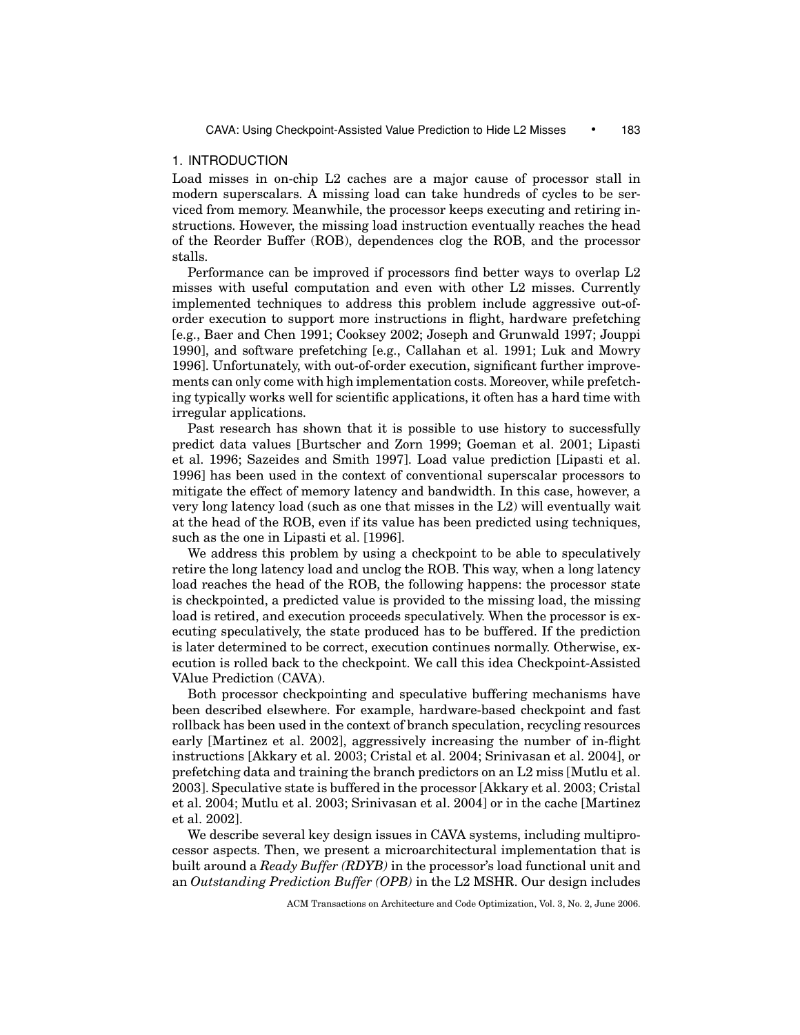## 1. INTRODUCTION

Load misses in on-chip L2 caches are a major cause of processor stall in modern superscalars. A missing load can take hundreds of cycles to be serviced from memory. Meanwhile, the processor keeps executing and retiring instructions. However, the missing load instruction eventually reaches the head of the Reorder Buffer (ROB), dependences clog the ROB, and the processor stalls.

Performance can be improved if processors find better ways to overlap L2 misses with useful computation and even with other L2 misses. Currently implemented techniques to address this problem include aggressive out-of-order execution to support more instructions in flight, hardware prefetching [e.g., Baer and Chen 1991; Cooksey 2002; Joseph and Grunwald 1997; Jouppi 1990], and software prefetching [e.g., Callahan et al. 1991; Luk and Mowry 1996]. Unfortunately, with out-of-order execution, significant further improvements can only come with high implementation costs. Moreover, while prefetching typically works well for scientific applications, it often has a hard time with irregular applications.

Past research has shown that it is possible to use history to successfully predict data values [Burtscher and Zorn 1999; Goeman et al. 2001; Lipasti et al. 1996; Sazeides and Smith 1997]. Load value prediction [Lipasti et al. 1996] has been used in the context of conventional superscalar processors to mitigate the effect of memory latency and bandwidth. In this case, however, a very long latency load (such as one that misses in the L2) will eventually wait at the head of the ROB, even if its value has been predicted using techniques, such as the one in Lipasti et al. [1996].

We address this problem by using a checkpoint to be able to speculatively retire the long latency load and unclog the ROB. This way, when a long latency load reaches the head of the ROB, the following happens: the processor state is checkpointed, a predicted value is provided to the missing load, the missing load is retired, and execution proceeds speculatively. When the processor is executing speculatively, the state produced has to be buffered. If the prediction is later determined to be correct, execution continues normally. Otherwise, execution is rolled back to the checkpoint. We call this idea Checkpoint-Assisted VAlue Prediction (CAVA).

Both processor checkpointing and speculative buffering mechanisms have been described elsewhere. For example, hardware-based checkpoint and fast rollback has been used in the context of branch speculation, recycling resources early [Martinez et al. 2002], aggressively increasing the number of in-flight instructions [Akkary et al. 2003; Cristal et al. 2004; Srinivasan et al. 2004], or prefetching data and training the branch predictors on an L2 miss [Mutlu et al. 2003]. Speculative state is buffered in the processor [Akkary et al. 2003; Cristal et al. 2004; Mutlu et al. 2003; Srinivasan et al. 2004] or in the cache [Martinez et al. 2002].

We describe several key design issues in CAVA systems, including multiprocessor aspects. Then, we present a microarchitectural implementation that is built around a *Ready Buffer (RDYB)* in the processor's load functional unit and an *Outstanding Prediction Buffer (OPB)* in the L2 MSHR. Our design includes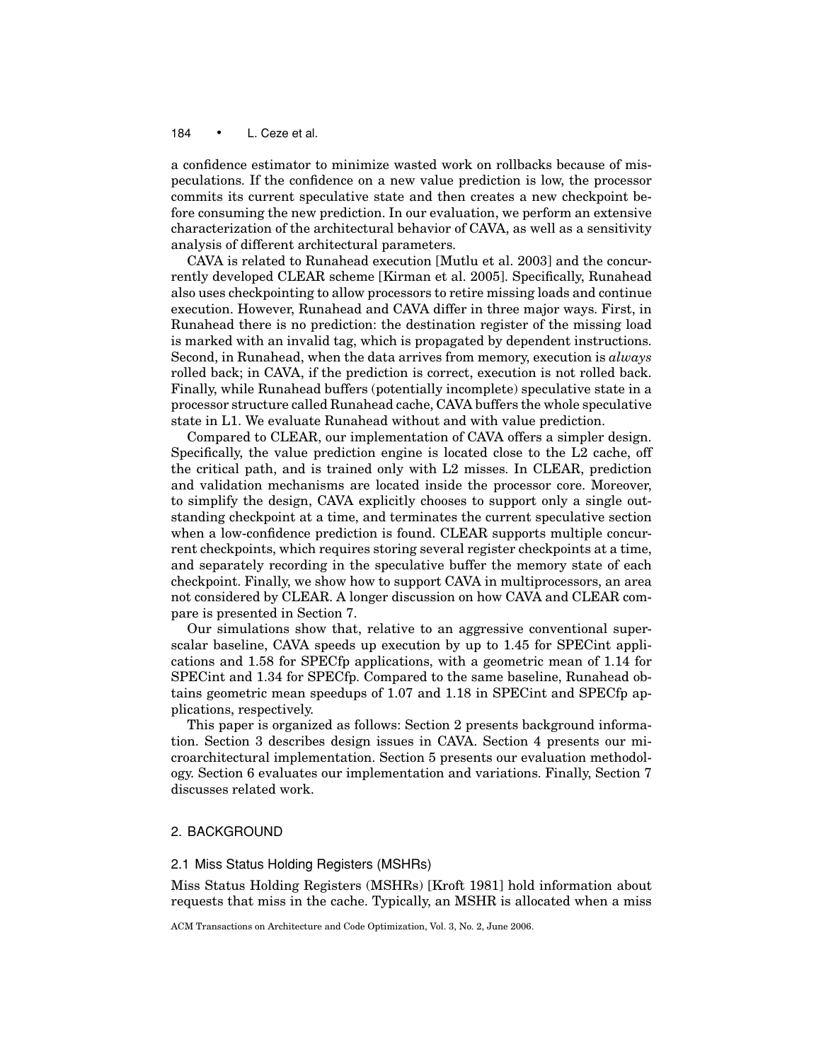a confidence estimator to minimize wasted work on rollbacks because of mispeculations. If the confidence on a new value prediction is low, the processor commits its current speculative state and then creates a new checkpoint before consuming the new prediction. In our evaluation, we perform an extensive characterization of the architectural behavior of CAVA, as well as a sensitivity analysis of different architectural parameters.

CAVA is related to Runahead execution [Mutlu et al. 2003] and the concurrently developed CLEAR scheme [Kirman et al. 2005]. Specifically, Runahead also uses checkpointing to allow processors to retire missing loads and continue execution. However, Runahead and CAVA differ in three major ways. First, in Runahead there is no prediction: the destination register of the missing load is marked with an invalid tag, which is propagated by dependent instructions. Second, in Runahead, when the data arrives from memory, execution is *always* rolled back; in CAVA, if the prediction is correct, execution is not rolled back. Finally, while Runahead buffers (potentially incomplete) speculative state in a processor structure called Runahead cache, CAVA buffers the whole speculative state in L1. We evaluate Runahead without and with value prediction.

Compared to CLEAR, our implementation of CAVA offers a simpler design. Specifically, the value prediction engine is located close to the L2 cache, off the critical path, and is trained only with L2 misses. In CLEAR, prediction and validation mechanisms are located inside the processor core. Moreover, to simplify the design, CAVA explicitly chooses to support only a single outstanding checkpoint at a time, and terminates the current speculative section when a low-confidence prediction is found. CLEAR supports multiple concurrent checkpoints, which requires storing several register checkpoints at a time, and separately recording in the speculative buffer the memory state of each checkpoint. Finally, we show how to support CAVA in multiprocessors, an area not considered by CLEAR. A longer discussion on how CAVA and CLEAR compare is presented in Section 7.

Our simulations show that, relative to an aggressive conventional superscalar baseline, CAVA speeds up execution by up to 1.45 for SPECint applications and 1.58 for SPECfp applications, with a geometric mean of 1.14 for SPECint and 1.34 for SPECfp. Compared to the same baseline, Runahead obtains geometric mean speedups of 1.07 and 1.18 in SPECint and SPECfp applications, respectively.

This paper is organized as follows: Section 2 presents background information. Section 3 describes design issues in CAVA. Section 4 presents our microarchitectural implementation. Section 5 presents our evaluation methodology. Section 6 evaluates our implementation and variations. Finally, Section 7 discusses related work.

## 2. BACKGROUND

### 2.1 Miss Status Holding Registers (MSHRs)

Miss Status Holding Registers (MSHRs) [Kroft 1981] hold information about requests that miss in the cache. Typically, an MSHR is allocated when a miss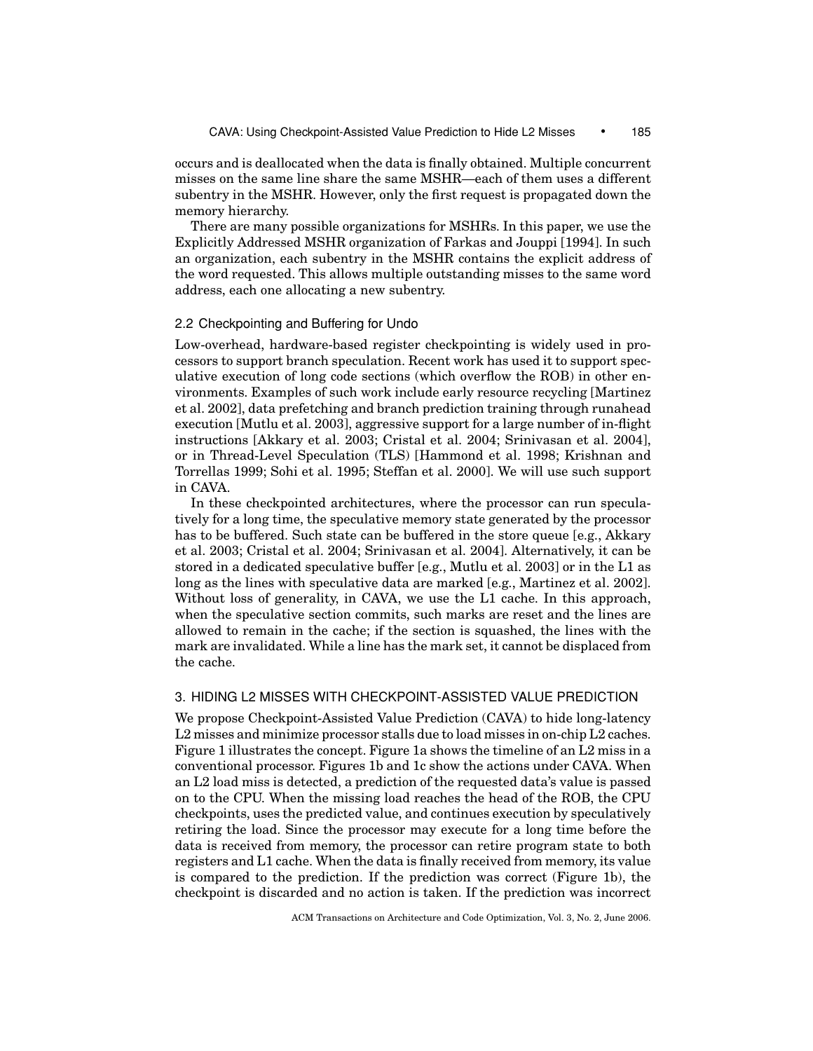occurs and is deallocated when the data is finally obtained. Multiple concurrent misses on the same line share the same MSHR—each of them uses a different subentry in the MSHR. However, only the first request is propagated down the memory hierarchy.

There are many possible organizations for MSHRs. In this paper, we use the Explicitly Addressed MSHR organization of Farkas and Jouppi [1994]. In such an organization, each subentry in the MSHR contains the explicit address of the word requested. This allows multiple outstanding misses to the same word address, each one allocating a new subentry.

### 2.2 Checkpointing and Buffering for Undo

Low-overhead, hardware-based register checkpointing is widely used in processors to support branch speculation. Recent work has used it to support speculative execution of long code sections (which overflow the ROB) in other environments. Examples of such work include early resource recycling [Martinez et al. 2002], data prefetching and branch prediction training through runahead execution [Mutlu et al. 2003], aggressive support for a large number of in-flight instructions [Akkary et al. 2003; Cristal et al. 2004; Srinivasan et al. 2004], or in Thread-Level Speculation (TLS) [Hammond et al. 1998; Krishnan and Torrellas 1999; Sohi et al. 1995; Steffan et al. 2000]. We will use such support in CAVA.

In these checkpointed architectures, where the processor can run speculatively for a long time, the speculative memory state generated by the processor has to be buffered. Such state can be buffered in the store queue [e.g., Akkary et al. 2003; Cristal et al. 2004; Srinivasan et al. 2004]. Alternatively, it can be stored in a dedicated speculative buffer [e.g., Mutlu et al. 2003] or in the L1 as long as the lines with speculative data are marked [e.g., Martinez et al. 2002]. Without loss of generality, in CAVA, we use the L1 cache. In this approach, when the speculative section commits, such marks are reset and the lines are allowed to remain in the cache; if the section is squashed, the lines with the mark are invalidated. While a line has the mark set, it cannot be displaced from the cache.

## 3. HIDING L2 MISSES WITH CHECKPOINT-ASSISTED VALUE PREDICTION

We propose Checkpoint-Assisted Value Prediction (CAVA) to hide long-latency L2 misses and minimize processor stalls due to load misses in on-chip L2 caches. Figure 1 illustrates the concept. Figure 1a shows the timeline of an L2 miss in a conventional processor. Figures 1b and 1c show the actions under CAVA. When an L2 load miss is detected, a prediction of the requested data's value is passed on to the CPU. When the missing load reaches the head of the ROB, the CPU checkpoints, uses the predicted value, and continues execution by speculatively retiring the load. Since the processor may execute for a long time before the data is received from memory, the processor can retire program state to both registers and L1 cache. When the data is finally received from memory, its value is compared to the prediction. If the prediction was correct (Figure 1b), the checkpoint is discarded and no action is taken. If the prediction was incorrect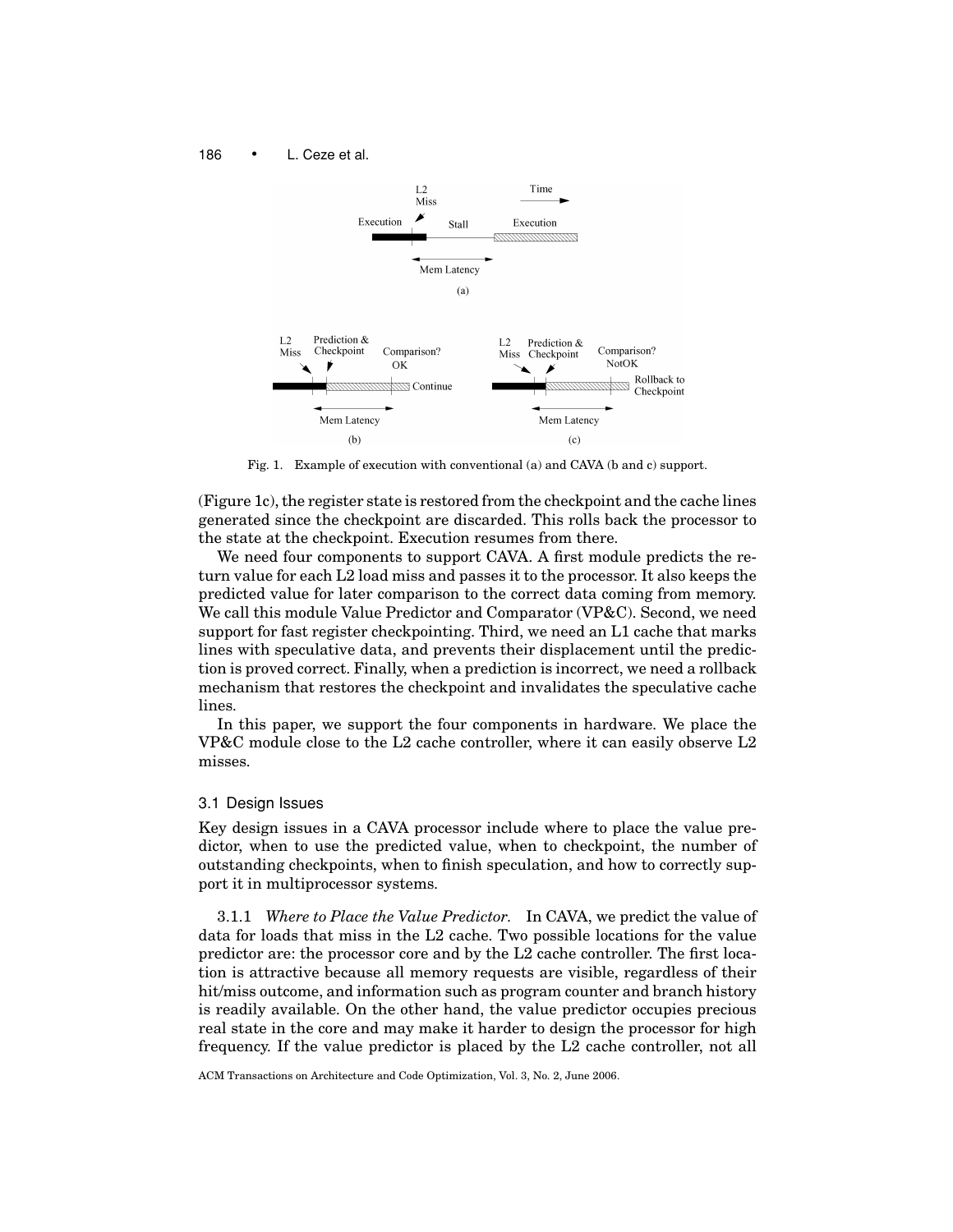Fig. 1. Example of execution with conventional (a) and CAVA (b and c) support.

(Figure 1c), the register state is restored from the checkpoint and the cache lines generated since the checkpoint are discarded. This rolls back the processor to the state at the checkpoint. Execution resumes from there.

We need four components to support CAVA. A first module predicts the return value for each L2 load miss and passes it to the processor. It also keeps the predicted value for later comparison to the correct data coming from memory. We call this module Value Predictor and Comparator (VP&C). Second, we need support for fast register checkpointing. Third, we need an L1 cache that marks lines with speculative data, and prevents their displacement until the prediction is proved correct. Finally, when a prediction is incorrect, we need a rollback mechanism that restores the checkpoint and invalidates the speculative cache lines.

In this paper, we support the four components in hardware. We place the VP&C module close to the L2 cache controller, where it can easily observe L2 misses.

### 3.1 Design Issues

Key design issues in a CAVA processor include where to place the value predictor, when to use the predicted value, when to checkpoint, the number of outstanding checkpoints, when to finish speculation, and how to correctly support it in multiprocessor systems.

3.1.1 *Where to Place the Value Predictor.* In CAVA, we predict the value of data for loads that miss in the L2 cache. Two possible locations for the value predictor are: the processor core and by the L2 cache controller. The first location is attractive because all memory requests are visible, regardless of their hit/miss outcome, and information such as program counter and branch history is readily available. On the other hand, the value predictor occupies precious real state in the core and may make it harder to design the processor for high frequency. If the value predictor is placed by the L2 cache controller, not all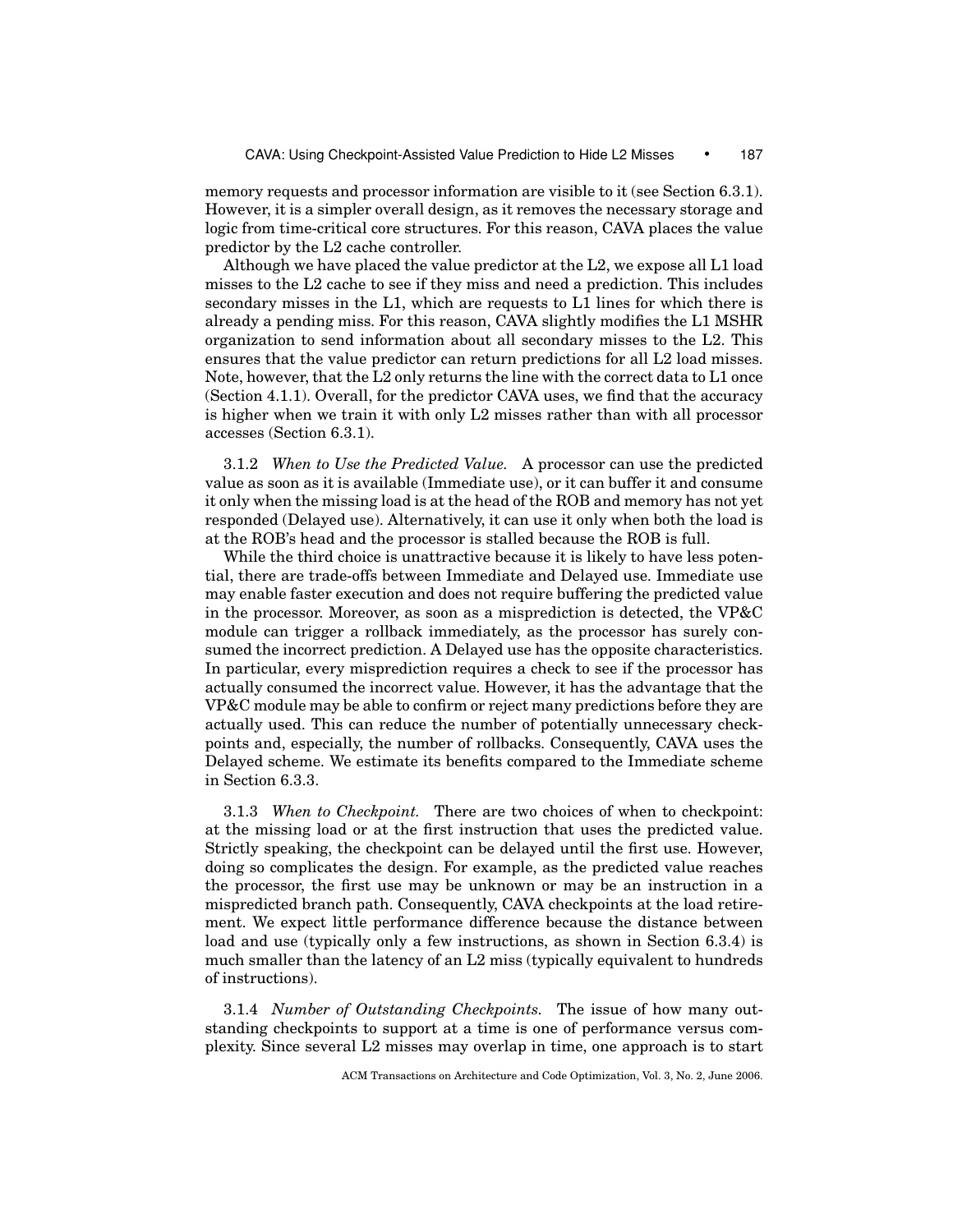memory requests and processor information are visible to it (see Section 6.3.1). However, it is a simpler overall design, as it removes the necessary storage and logic from time-critical core structures. For this reason, CAVA places the value predictor by the L2 cache controller.

Although we have placed the value predictor at the L2, we expose all L1 load misses to the L2 cache to see if they miss and need a prediction. This includes secondary misses in the L1, which are requests to L1 lines for which there is already a pending miss. For this reason, CAVA slightly modifies the L1 MSHR organization to send information about all secondary misses to the L2. This ensures that the value predictor can return predictions for all L2 load misses. Note, however, that the L2 only returns the line with the correct data to L1 once (Section 4.1.1). Overall, for the predictor CAVA uses, we find that the accuracy is higher when we train it with only L2 misses rather than with all processor accesses (Section 6.3.1).

### 3.1.2 *When to Use the Predicted Value.*

A processor can use the predicted value as soon as it is available (Immediate use), or it can buffer it and consume it only when the missing load is at the head of the ROB and memory has not yet responded (Delayed use). Alternatively, it can use it only when both the load is at the ROB's head and the processor is stalled because the ROB is full.

While the third choice is unattractive because it is likely to have less potential, there are trade-offs between Immediate and Delayed use. Immediate use may enable faster execution and does not require buffering the predicted value in the processor. Moreover, as soon as a misprediction is detected, the VP&C module can trigger a rollback immediately, as the processor has surely consumed the incorrect prediction. A Delayed use has the opposite characteristics. In particular, every misprediction requires a check to see if the processor has actually consumed the incorrect value. However, it has the advantage that the VP&C module may be able to confirm or reject many predictions before they are actually used. This can reduce the number of potentially unnecessary checkpoints and, especially, the number of rollbacks. Consequently, CAVA uses the Delayed scheme. We estimate its benefits compared to the Immediate scheme in Section 6.3.3.

### 3.1.3 *When to Checkpoint.*

There are two choices of when to checkpoint: at the missing load or at the first instruction that uses the predicted value. Strictly speaking, the checkpoint can be delayed until the first use. However, doing so complicates the design. For example, as the predicted value reaches the processor, the first use may be unknown or may be an instruction in a mispredicted branch path. Consequently, CAVA checkpoints at the load retirement. We expect little performance difference because the distance between load and use (typically only a few instructions, as shown in Section 6.3.4) is much smaller than the latency of an L2 miss (typically equivalent to hundreds of instructions).

### 3.1.4 *Number of Outstanding Checkpoints.*

The issue of how many outstanding checkpoints to support at a time is one of performance versus complexity. Since several L2 misses may overlap in time, one approach is to start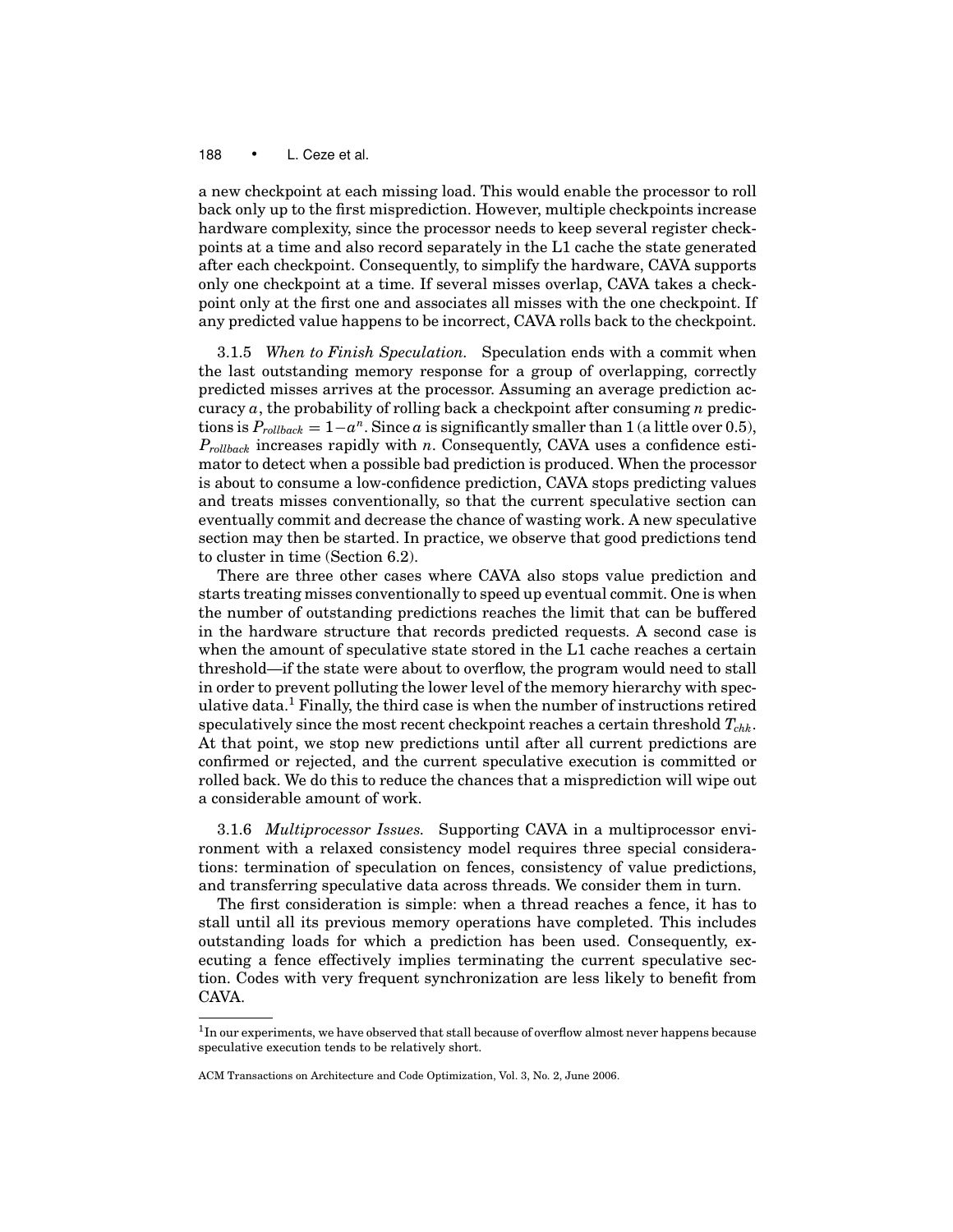a new checkpoint at each missing load. This would enable the processor to roll back only up to the first misprediction. However, multiple checkpoints increase hardware complexity, since the processor needs to keep several register checkpoints at a time and also record separately in the L1 cache the state generated after each checkpoint. Consequently, to simplify the hardware, CAVA supports only one checkpoint at a time. If several misses overlap, CAVA takes a checkpoint only at the first one and associates all misses with the one checkpoint. If any predicted value happens to be incorrect, CAVA rolls back to the checkpoint.

#### 3.1.5 *When to Finish Speculation.*

Speculation ends with a commit when the last outstanding memory response for a group of overlapping, correctly predicted misses arrives at the processor. Assuming an average prediction accuracy $a$, the probability of rolling back a checkpoint after consuming $n$ predictions is $P_{rollback} = 1 - a^n$. Since $a$ is significantly smaller than 1 (a little over 0.5), $P_{rollback}$ increases rapidly with $n$. Consequently, CAVA uses a confidence estimator to detect when a possible bad prediction is produced. When the processor is about to consume a low-confidence prediction, CAVA stops predicting values and treats misses conventionally, so that the current speculative section can eventually commit and decrease the chance of wasting work. A new speculative section may then be started. In practice, we observe that good predictions tend to cluster in time (Section 6.2).

There are three other cases where CAVA also stops value prediction and starts treating misses conventionally to speed up eventual commit. One is when the number of outstanding predictions reaches the limit that can be buffered in the hardware structure that records predicted requests. A second case is when the amount of speculative state stored in the L1 cache reaches a certain threshold—if the state were about to overflow, the program would need to stall in order to prevent polluting the lower level of the memory hierarchy with speculative data.[1] Finally, the third case is when the number of instructions retired speculatively since the most recent checkpoint reaches a certain threshold $T_{chk}$. At that point, we stop new predictions until after all current predictions are confirmed or rejected, and the current speculative execution is committed or rolled back. We do this to reduce the chances that a misprediction will wipe out a considerable amount of work.

#### 3.1.6 *Multiprocessor Issues.*

Supporting CAVA in a multiprocessor environment with a relaxed consistency model requires three special considerations: termination of speculation on fences, consistency of value predictions, and transferring speculative data across threads. We consider them in turn.

The first consideration is simple: when a thread reaches a fence, it has to stall until all its previous memory operations have completed. This includes outstanding loads for which a prediction has been used. Consequently, executing a fence effectively implies terminating the current speculative section. Codes with very frequent synchronization are less likely to benefit from CAVA.

[1] In our experiments, we have observed that stall because of overflow almost never happens because speculative execution tends to be relatively short.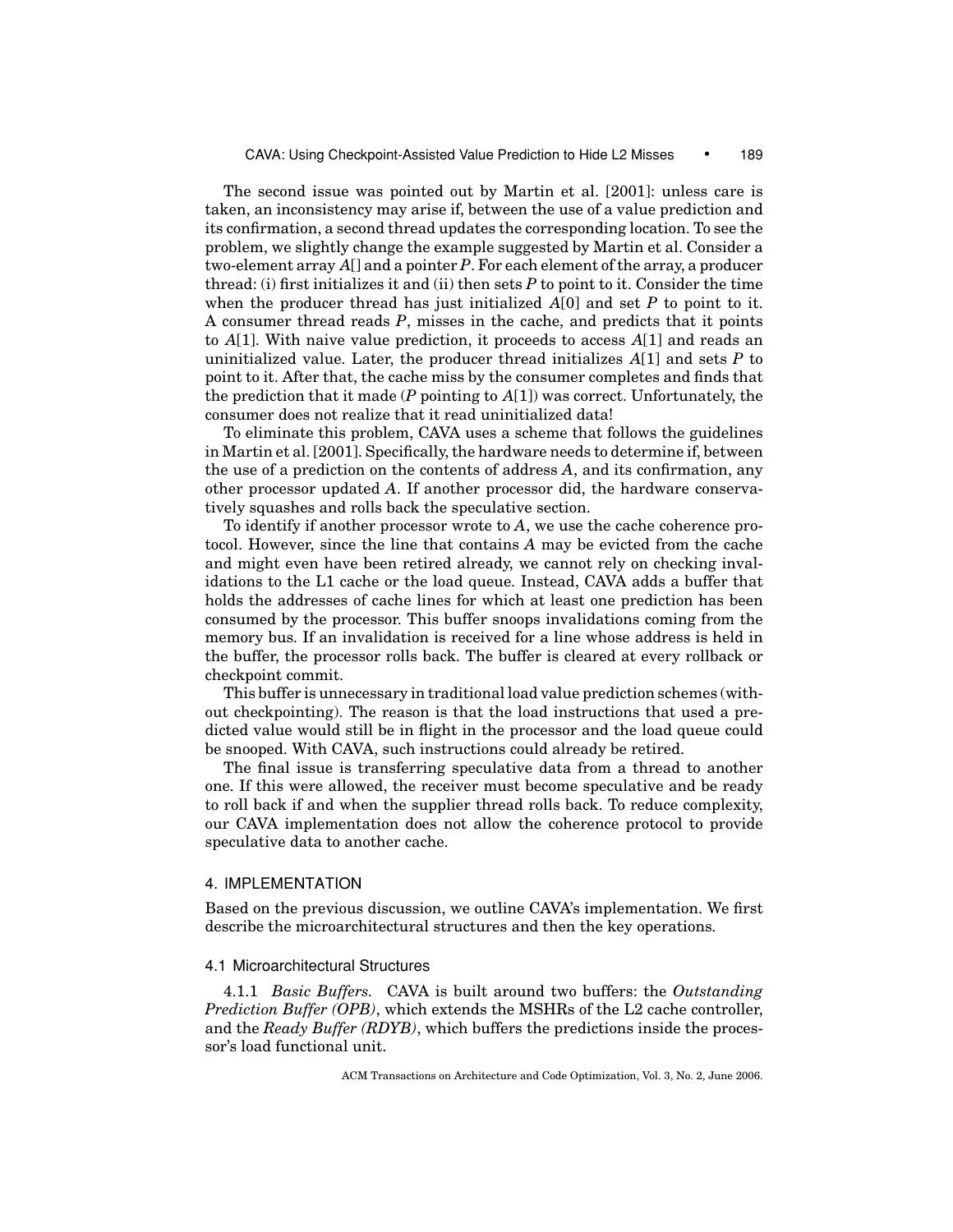The second issue was pointed out by Martin et al. [2001]: unless care is taken, an inconsistency may arise if, between the use of a value prediction and its confirmation, a second thread updates the corresponding location. To see the problem, we slightly change the example suggested by Martin et al. Consider a two-element array *A*[] and a pointer *P*. For each element of the array, a producer thread: (i) first initializes it and (ii) then sets *P* to point to it. Consider the time when the producer thread has just initialized *A*[0] and set *P* to point to it. A consumer thread reads *P*, misses in the cache, and predicts that it points to *A*[1]. With naive value prediction, it proceeds to access *A*[1] and reads an uninitialized value. Later, the producer thread initializes *A*[1] and sets *P* to point to it. After that, the cache miss by the consumer completes and finds that the prediction that it made (*P* pointing to *A*[1]) was correct. Unfortunately, the consumer does not realize that it read uninitialized data!

To eliminate this problem, CAVA uses a scheme that follows the guidelines in Martin et al. [2001]. Specifically, the hardware needs to determine if, between the use of a prediction on the contents of address *A*, and its confirmation, any other processor updated *A*. If another processor did, the hardware conservatively squashes and rolls back the speculative section.

To identify if another processor wrote to *A*, we use the cache coherence protocol. However, since the line that contains *A* may be evicted from the cache and might even have been retired already, we cannot rely on checking invalidations to the L1 cache or the load queue. Instead, CAVA adds a buffer that holds the addresses of cache lines for which at least one prediction has been consumed by the processor. This buffer snoops invalidations coming from the memory bus. If an invalidation is received for a line whose address is held in the buffer, the processor rolls back. The buffer is cleared at every rollback or checkpoint commit.

This buffer is unnecessary in traditional load value prediction schemes (without checkpointing). The reason is that the load instructions that used a predicted value would still be in flight in the processor and the load queue could be snooped. With CAVA, such instructions could already be retired.

The final issue is transferring speculative data from a thread to another one. If this were allowed, the receiver must become speculative and be ready to roll back if and when the supplier thread rolls back. To reduce complexity, our CAVA implementation does not allow the coherence protocol to provide speculative data to another cache.

## 4. IMPLEMENTATION

Based on the previous discussion, we outline CAVA's implementation. We first describe the microarchitectural structures and then the key operations.

### 4.1 Microarchitectural Structures

4.1.1 *Basic Buffers.* CAVA is built around two buffers: the *Outstanding Prediction Buffer (OPB)*, which extends the MSHRs of the L2 cache controller, and the *Ready Buffer (RDYB)*, which buffers the predictions inside the processor's load functional unit.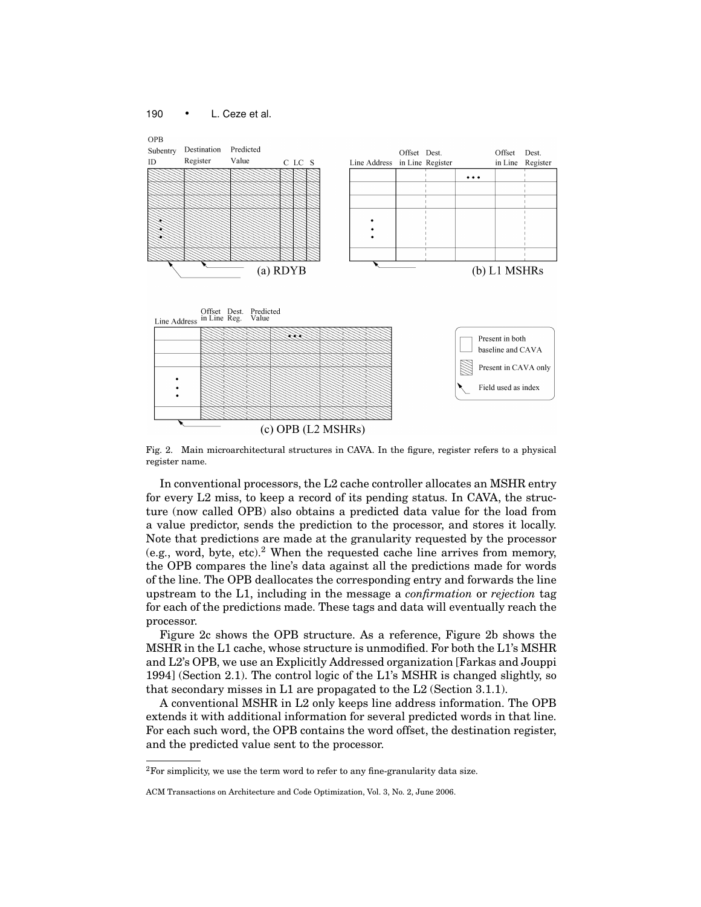Fig. 2. Main microarchitectural structures in CAVA. In the figure, register refers to a physical register name.

In conventional processors, the L2 cache controller allocates an MSHR entry for every L2 miss, to keep a record of its pending status. In CAVA, the structure (now called OPB) also obtains a predicted data value for the load from a value predictor, sends the prediction to the processor, and stores it locally. Note that predictions are made at the granularity requested by the processor (e.g., word, byte, etc.).[2] When the requested cache line arrives from memory, the OPB compares the line's data against all the predictions made for words of the line. The OPB deallocates the corresponding entry and forwards the line upstream to the L1, including in the message a *confirmation* or *rejection* tag for each of the predictions made. These tags and data will eventually reach the processor.

Figure 2c shows the OPB structure. As a reference, Figure 2b shows the MSHR in the L1 cache, whose structure is unmodified. For both the L1's MSHR and L2's OPB, we use an Explicitly Addressed organization [Farkas and Jouppi 1994] (Section 2.1). The control logic of the L1's MSHR is changed slightly, so that secondary misses in L1 are propagated to the L2 (Section 3.1.1).

A conventional MSHR in L2 only keeps line address information. The OPB extends it with additional information for several predicted words in that line. For each such word, the OPB contains the word offset, the destination register, and the predicted value sent to the processor.

[2]For simplicity, we use the term word to refer to any fine-granularity data size.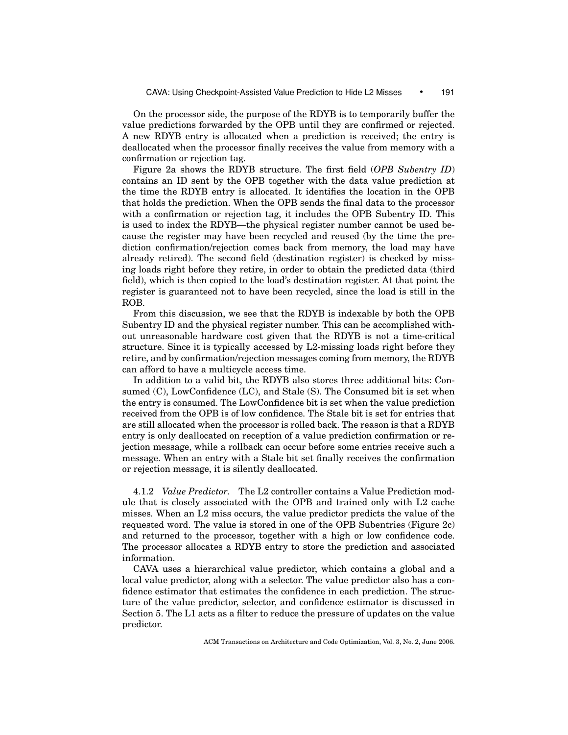On the processor side, the purpose of the RDYB is to temporarily buffer the value predictions forwarded by the OPB until they are confirmed or rejected. A new RDYB entry is allocated when a prediction is received; the entry is deallocated when the processor finally receives the value from memory with a confirmation or rejection tag.

Figure 2a shows the RDYB structure. The first field (*OPB Subentry ID*) contains an ID sent by the OPB together with the data value prediction at the time the RDYB entry is allocated. It identifies the location in the OPB that holds the prediction. When the OPB sends the final data to the processor with a confirmation or rejection tag, it includes the OPB Subentry ID. This is used to index the RDYB—the physical register number cannot be used because the register may have been recycled and reused (by the time the prediction confirmation/rejection comes back from memory, the load may have already retired). The second field (destination register) is checked by missing loads right before they retire, in order to obtain the predicted data (third field), which is then copied to the load's destination register. At that point the register is guaranteed not to have been recycled, since the load is still in the ROB.

From this discussion, we see that the RDYB is indexable by both the OPB Subentry ID and the physical register number. This can be accomplished without unreasonable hardware cost given that the RDYB is not a time-critical structure. Since it is typically accessed by L2-missing loads right before they retire, and by confirmation/rejection messages coming from memory, the RDYB can afford to have a multicycle access time.

In addition to a valid bit, the RDYB also stores three additional bits: Consumed (C), LowConfidence (LC), and Stale (S). The Consumed bit is set when the entry is consumed. The LowConfidence bit is set when the value prediction received from the OPB is of low confidence. The Stale bit is set for entries that are still allocated when the processor is rolled back. The reason is that a RDYB entry is only deallocated on reception of a value prediction confirmation or rejection message, while a rollback can occur before some entries receive such a message. When an entry with a Stale bit set finally receives the confirmation or rejection message, it is silently deallocated.

4.1.2 *Value Predictor.* The L2 controller contains a Value Prediction module that is closely associated with the OPB and trained only with L2 cache misses. When an L2 miss occurs, the value predictor predicts the value of the requested word. The value is stored in one of the OPB Subentries (Figure 2c) and returned to the processor, together with a high or low confidence code. The processor allocates a RDYB entry to store the prediction and associated information.

CAVA uses a hierarchical value predictor, which contains a global and a local value predictor, along with a selector. The value predictor also has a confidence estimator that estimates the confidence in each prediction. The structure of the value predictor, selector, and confidence estimator is discussed in Section 5. The L1 acts as a filter to reduce the pressure of updates on the value predictor.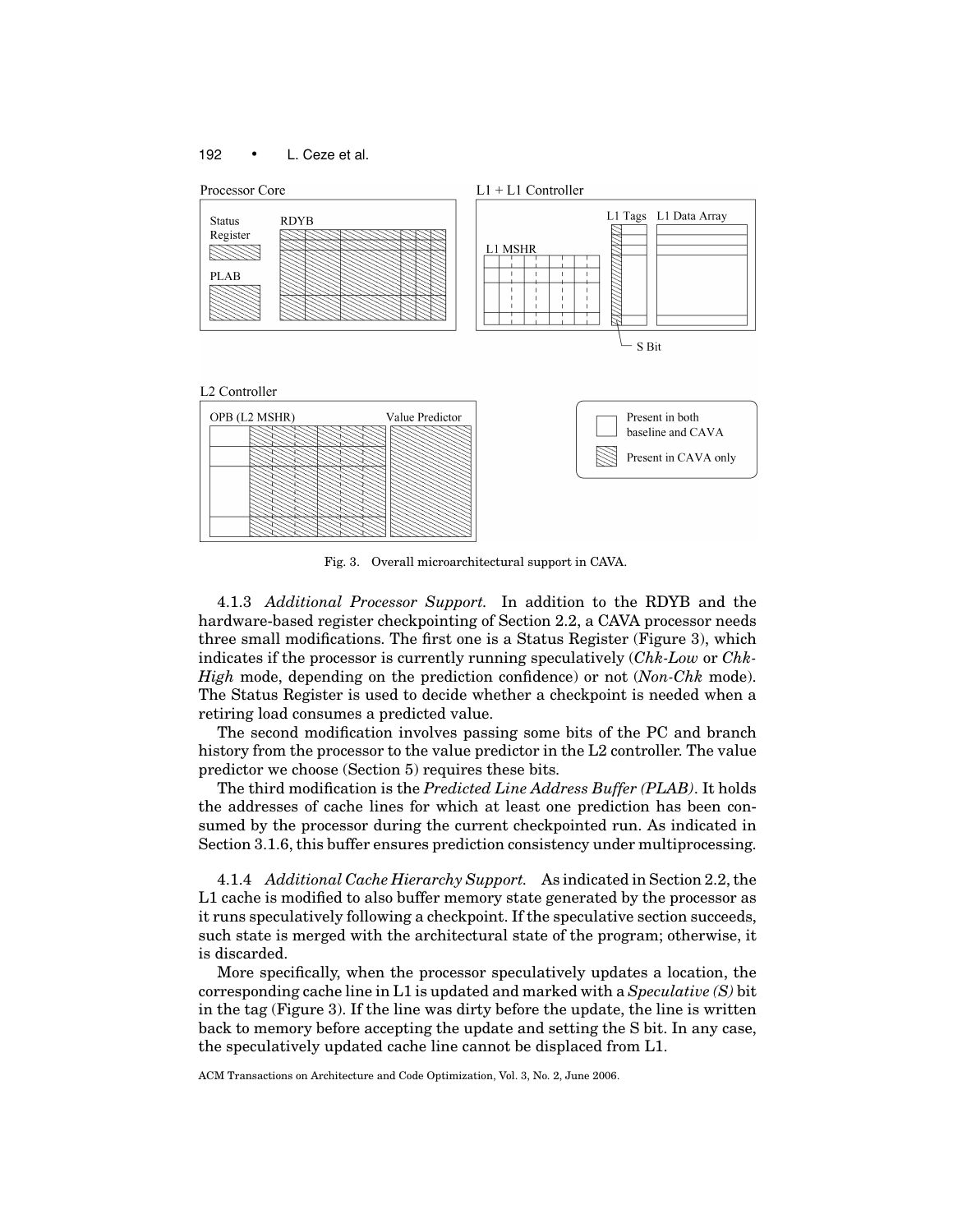Fig. 3. Overall microarchitectural support in CAVA.

4.1.3 *Additional Processor Support.* In addition to the RDYB and the hardware-based register checkpointing of Section 2.2, a CAVA processor needs three small modifications. The first one is a Status Register (Figure 3), which indicates if the processor is currently running speculatively (*Chk-Low* or *Chk-High* mode, depending on the prediction confidence) or not (*Non-Chk* mode). The Status Register is used to decide whether a checkpoint is needed when a retiring load consumes a predicted value.

The second modification involves passing some bits of the PC and branch history from the processor to the value predictor in the L2 controller. The value predictor we choose (Section 5) requires these bits.

The third modification is the *Predicted Line Address Buffer (PLAB)*. It holds the addresses of cache lines for which at least one prediction has been consumed by the processor during the current checkpointed run. As indicated in Section 3.1.6, this buffer ensures prediction consistency under multiprocessing.

4.1.4 *Additional Cache Hierarchy Support.* As indicated in Section 2.2, the L1 cache is modified to also buffer memory state generated by the processor as it runs speculatively following a checkpoint. If the speculative section succeeds, such state is merged with the architectural state of the program; otherwise, it is discarded.

More specifically, when the processor speculatively updates a location, the corresponding cache line in L1 is updated and marked with a *Speculative (S)* bit in the tag (Figure 3). If the line was dirty before the update, the line is written back to memory before accepting the update and setting the S bit. In any case, the speculatively updated cache line cannot be displaced from L1.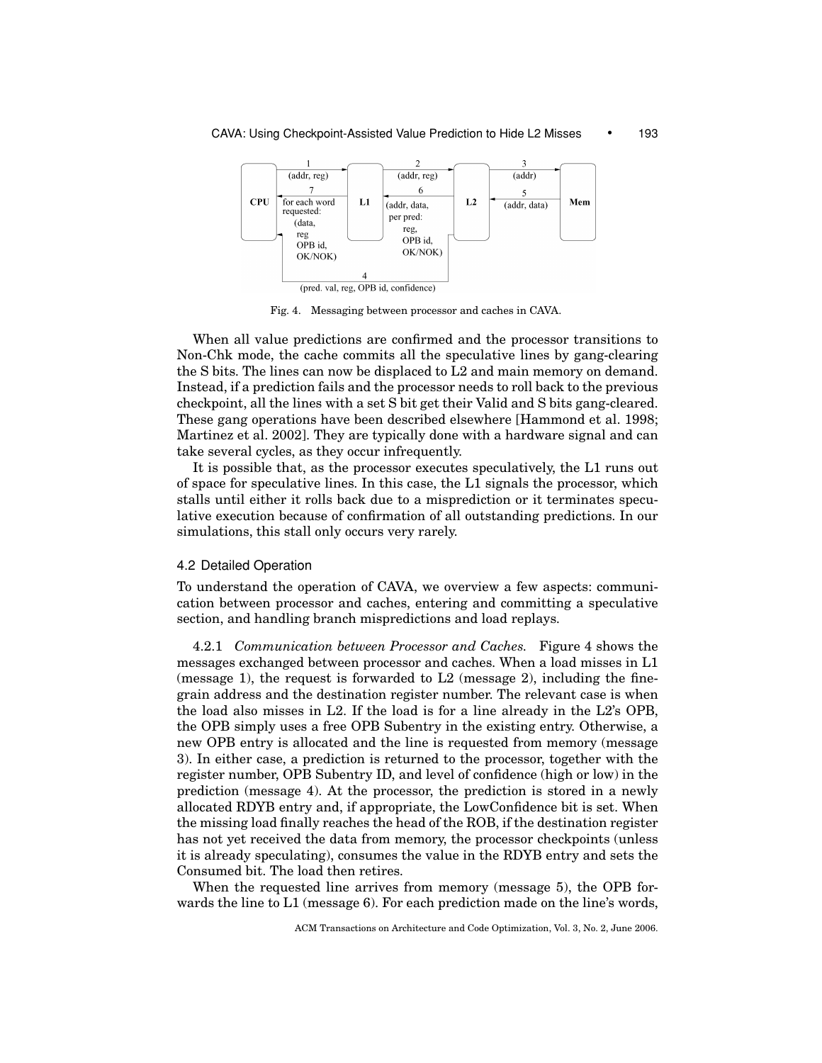Fig. 4. Messaging between processor and caches in CAVA.

When all value predictions are confirmed and the processor transitions to Non-Chk mode, the cache commits all the speculative lines by gang-clearing the S bits. The lines can now be displaced to L2 and main memory on demand. Instead, if a prediction fails and the processor needs to roll back to the previous checkpoint, all the lines with a set S bit get their Valid and S bits gang-cleared. These gang operations have been described elsewhere [Hammond et al. 1998; Martinez et al. 2002]. They are typically done with a hardware signal and can take several cycles, as they occur infrequently.

It is possible that, as the processor executes speculatively, the L1 runs out of space for speculative lines. In this case, the L1 signals the processor, which stalls until either it rolls back due to a misprediction or it terminates speculative execution because of confirmation of all outstanding predictions. In our simulations, this stall only occurs very rarely.

### 4.2 Detailed Operation

To understand the operation of CAVA, we overview a few aspects: communication between processor and caches, entering and committing a speculative section, and handling branch mispredictions and load replays.

4.2.1 *Communication between Processor and Caches.* Figure 4 shows the messages exchanged between processor and caches. When a load misses in L1 (message 1), the request is forwarded to L2 (message 2), including the fine-grain address and the destination register number. The relevant case is when the load also misses in L2. If the load is for a line already in the L2's OPB, the OPB simply uses a free OPB Subentry in the existing entry. Otherwise, a new OPB entry is allocated and the line is requested from memory (message 3). In either case, a prediction is returned to the processor, together with the register number, OPB Subentry ID, and level of confidence (high or low) in the prediction (message 4). At the processor, the prediction is stored in a newly allocated RDYB entry and, if appropriate, the LowConfidence bit is set. When the missing load finally reaches the head of the ROB, if the destination register has not yet received the data from memory, the processor checkpoints (unless it is already speculating), consumes the value in the RDYB entry and sets the Consumed bit. The load then retires.

When the requested line arrives from memory (message 5), the OPB forwards the line to L1 (message 6). For each prediction made on the line's words,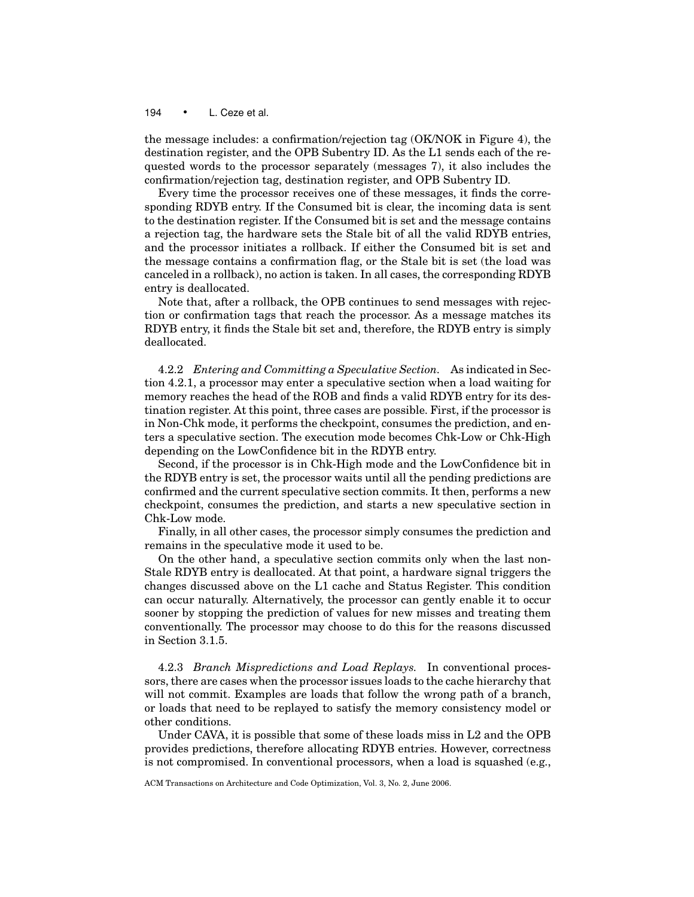the message includes: a confirmation/rejection tag (OK/NOK in Figure 4), the destination register, and the OPB Subentry ID. As the L1 sends each of the requested words to the processor separately (messages 7), it also includes the confirmation/rejection tag, destination register, and OPB Subentry ID.

Every time the processor receives one of these messages, it finds the corresponding RDYB entry. If the Consumed bit is clear, the incoming data is sent to the destination register. If the Consumed bit is set and the message contains a rejection tag, the hardware sets the Stale bit of all the valid RDYB entries, and the processor initiates a rollback. If either the Consumed bit is set and the message contains a confirmation flag, or the Stale bit is set (the load was canceled in a rollback), no action is taken. In all cases, the corresponding RDYB entry is deallocated.

Note that, after a rollback, the OPB continues to send messages with rejection or confirmation tags that reach the processor. As a message matches its RDYB entry, it finds the Stale bit set and, therefore, the RDYB entry is simply deallocated.

#### 4.2.2 *Entering and Committing a Speculative Section.*

As indicated in Section 4.2.1, a processor may enter a speculative section when a load waiting for memory reaches the head of the ROB and finds a valid RDYB entry for its destination register. At this point, three cases are possible. First, if the processor is in Non-Chk mode, it performs the checkpoint, consumes the prediction, and enters a speculative section. The execution mode becomes Chk-Low or Chk-High depending on the LowConfidence bit in the RDYB entry.

Second, if the processor is in Chk-High mode and the LowConfidence bit in the RDYB entry is set, the processor waits until all the pending predictions are confirmed and the current speculative section commits. It then, performs a new checkpoint, consumes the prediction, and starts a new speculative section in Chk-Low mode.

Finally, in all other cases, the processor simply consumes the prediction and remains in the speculative mode it used to be.

On the other hand, a speculative section commits only when the last non-Stale RDYB entry is deallocated. At that point, a hardware signal triggers the changes discussed above on the L1 cache and Status Register. This condition can occur naturally. Alternatively, the processor can gently enable it to occur sooner by stopping the prediction of values for new misses and treating them conventionally. The processor may choose to do this for the reasons discussed in Section 3.1.5.

#### 4.2.3 *Branch Mispredictions and Load Replays.*

In conventional processors, there are cases when the processor issues loads to the cache hierarchy that will not commit. Examples are loads that follow the wrong path of a branch, or loads that need to be replayed to satisfy the memory consistency model or other conditions.

Under CAVA, it is possible that some of these loads miss in L2 and the OPB provides predictions, therefore allocating RDYB entries. However, correctness is not compromised. In conventional processors, when a load is squashed (e.g.,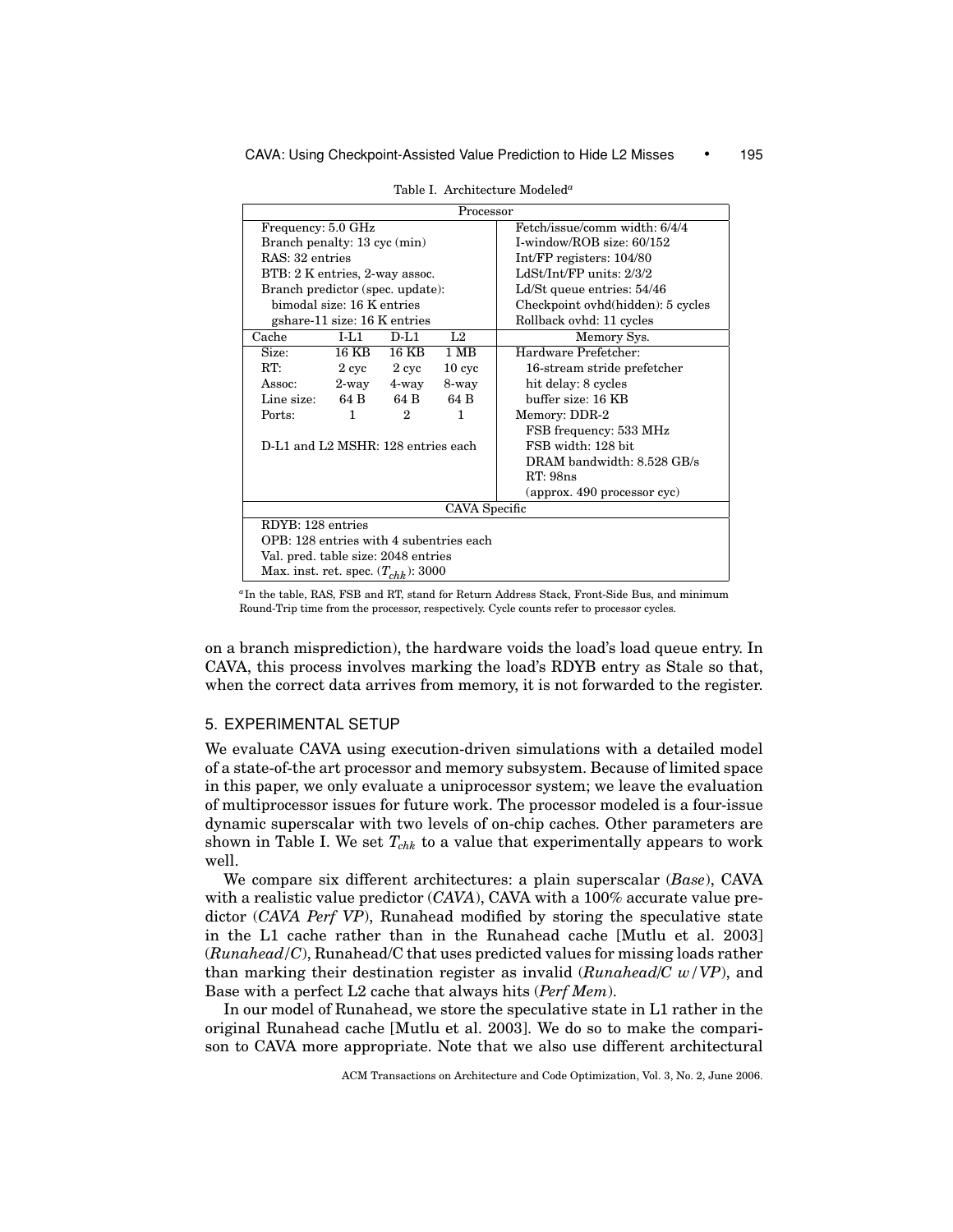Table I. Architecture Modeled[a]

| Processor | | | | |
|---|---|---|---|---|
| Frequency: 5.0 GHz | | | | Fetch/issue/comm width: 6/4/4 |
| Branch penalty: 13 cyc (min) | | | | I-window/ROB size: 60/152 |
| RAS: 32 entries | | | | Int/FP registers: 104/80 |
| BTB: 2 K entries, 2-way assoc. | | | | LdSt/Int/FP units: 2/3/2 |
| Branch predictor (spec. update): | | | | Ld/St queue entries: 54/46 |
| bimodal size: 16 K entries | | | | Checkpoint ovhd(hidden): 5 cycles |
| gshare-11 size: 16 K entries | | | | Rollback ovhd: 11 cycles |
| Cache | I-L1 | D-L1 | L2 | Memory Sys. |
| Size: | 16 KB | 16 KB | 1 MB | Hardware Prefetcher: |
| RT: | 2 cyc | 2 cyc | 10 cyc | 16-stream stride prefetcher |
| Assoc: | 2-way | 4-way | 8-way | hit delay: 8 cycles |
| Line size: | 64 B | 64 B | 64 B | buffer size: 16 KB |
| Ports: | 1 | 2 | 1 | Memory: DDR-2 |
| | | | | FSB frequency: 533 MHz |
| D-L1 and L2 MSHR: 128 entries each | | | | FSB width: 128 bit |
| | | | | DRAM bandwidth: 8.528 GB/s |
| | | | | RT: 98ns |
| | | | | (approx. 490 processor cyc) |
| CAVA Specific | | | | |
| RDYB: 128 entries | | | | |
| OPB: 128 entries with 4 subentries each | | | | |
| Val. pred. table size: 2048 entries | | | | |
| Max. inst. ret. spec. ($T_{chk}$): 3000 | | | | |

[a] In the table, RAS, FSB and RT, stand for Return Address Stack, Front-Side Bus, and minimum Round-Trip time from the processor, respectively. Cycle counts refer to processor cycles.

on a branch misprediction), the hardware voids the load's load queue entry. In CAVA, this process involves marking the load's RDYB entry as Stale so that, when the correct data arrives from memory, it is not forwarded to the register.

## 5. EXPERIMENTAL SETUP

We evaluate CAVA using execution-driven simulations with a detailed model of a state-of-the art processor and memory subsystem. Because of limited space in this paper, we only evaluate a uniprocessor system; we leave the evaluation of multiprocessor issues for future work. The processor modeled is a four-issue dynamic superscalar with two levels of on-chip caches. Other parameters are shown in Table I. We set $T_{chk}$ to a value that experimentally appears to work well.

We compare six different architectures: a plain superscalar (*Base*), CAVA with a realistic value predictor (*CAVA*), CAVA with a 100% accurate value predictor (*CAVA Perf VP*), Runahead modified by storing the speculative state in the L1 cache rather than in the Runahead cache [Mutlu et al. 2003] (*Runahead/C*), Runahead/C that uses predicted values for missing loads rather than marking their destination register as invalid (*Runahead/C w/VP*), and Base with a perfect L2 cache that always hits (*Perf Mem*).

In our model of Runahead, we store the speculative state in L1 rather in the original Runahead cache [Mutlu et al. 2003]. We do so to make the comparison to CAVA more appropriate. Note that we also use different architectural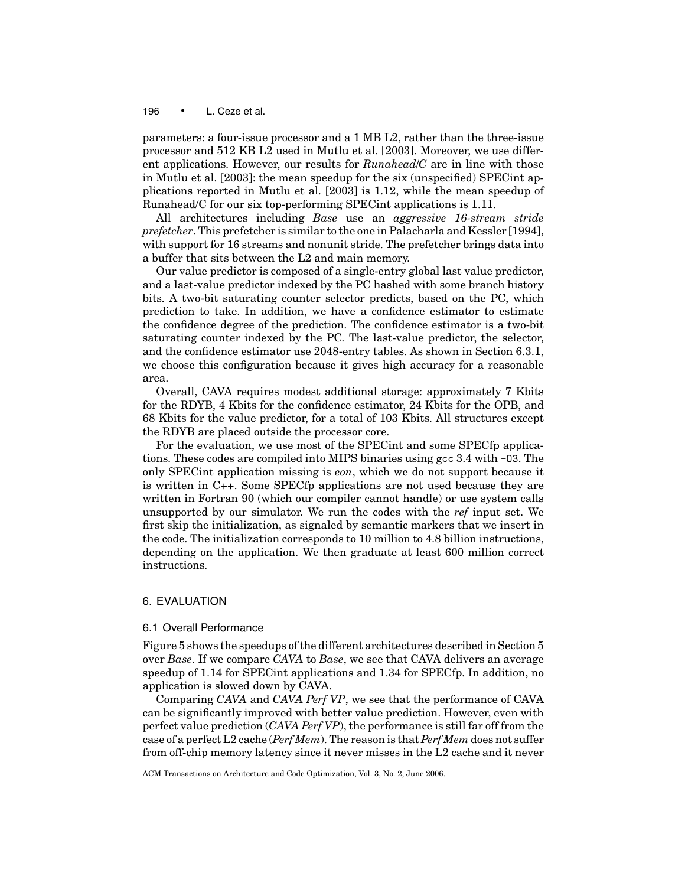parameters: a four-issue processor and a 1 MB L2, rather than the three-issue processor and 512 KB L2 used in Mutlu et al. [2003]. Moreover, we use different applications. However, our results for *Runahead/C* are in line with those in Mutlu et al. [2003]: the mean speedup for the six (unspecified) SPECint applications reported in Mutlu et al. [2003] is 1.12, while the mean speedup of Runahead/C for our six top-performing SPECint applications is 1.11.

All architectures including *Base* use an *aggressive 16-stream stride prefetcher*. This prefetcher is similar to the one in Palacharla and Kessler [1994], with support for 16 streams and nonunit stride. The prefetcher brings data into a buffer that sits between the L2 and main memory.

Our value predictor is composed of a single-entry global last value predictor, and a last-value predictor indexed by the PC hashed with some branch history bits. A two-bit saturating counter selector predicts, based on the PC, which prediction to take. In addition, we have a confidence estimator to estimate the confidence degree of the prediction. The confidence estimator is a two-bit saturating counter indexed by the PC. The last-value predictor, the selector, and the confidence estimator use 2048-entry tables. As shown in Section 6.3.1, we choose this configuration because it gives high accuracy for a reasonable area.

Overall, CAVA requires modest additional storage: approximately 7 Kbits for the RDYB, 4 Kbits for the confidence estimator, 24 Kbits for the OPB, and 68 Kbits for the value predictor, for a total of 103 Kbits. All structures except the RDYB are placed outside the processor core.

For the evaluation, we use most of the SPECint and some SPECfp applications. These codes are compiled into MIPS binaries using `gcc` 3.4 with `-O3`. The only SPECint application missing is *eon*, which we do not support because it is written in C++. Some SPECfp applications are not used because they are written in Fortran 90 (which our compiler cannot handle) or use system calls unsupported by our simulator. We run the codes with the *ref* input set. We first skip the initialization, as signaled by semantic markers that we insert in the code. The initialization corresponds to 10 million to 4.8 billion instructions, depending on the application. We then graduate at least 600 million correct instructions.

## 6. EVALUATION

### 6.1 Overall Performance

Figure 5 shows the speedups of the different architectures described in Section 5 over *Base*. If we compare *CAVA* to *Base*, we see that CAVA delivers an average speedup of 1.14 for SPECint applications and 1.34 for SPECfp. In addition, no application is slowed down by CAVA.

Comparing *CAVA* and *CAVA Perf VP*, we see that the performance of CAVA can be significantly improved with better value prediction. However, even with perfect value prediction (*CAVA Perf VP*), the performance is still far off from the case of a perfect L2 cache (*Perf Mem*). The reason is that *Perf Mem* does not suffer from off-chip memory latency since it never misses in the L2 cache and it never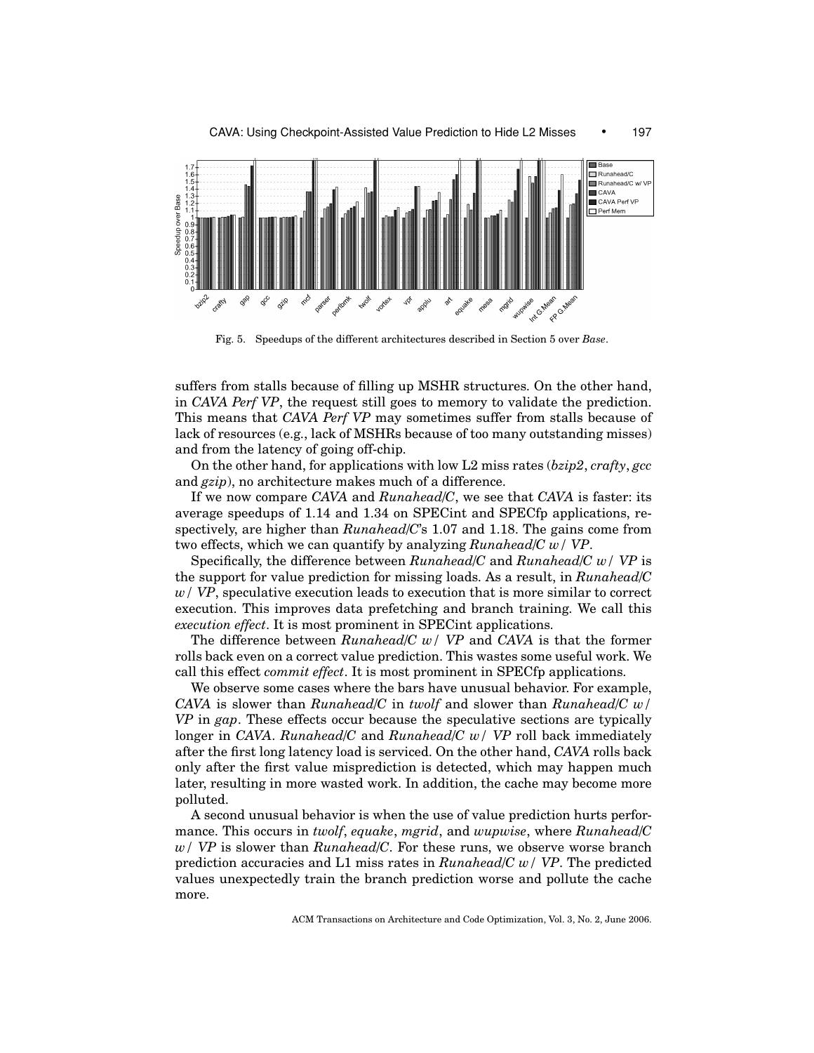Fig. 5. Speedups of the different architectures described in Section 5 over *Base*.

suffers from stalls because of filling up MSHR structures. On the other hand, in *CAVA Perf VP*, the request still goes to memory to validate the prediction. This means that *CAVA Perf VP* may sometimes suffer from stalls because of lack of resources (e.g., lack of MSHRs because of too many outstanding misses) and from the latency of going off-chip.

On the other hand, for applications with low L2 miss rates (*bzip2*, *crafty*, *gcc* and *gzip*), no architecture makes much of a difference.

If we now compare *CAVA* and *Runahead/C*, we see that *CAVA* is faster: its average speedups of 1.14 and 1.34 on SPECint and SPECfp applications, respectively, are higher than *Runahead/C*'s 1.07 and 1.18. The gains come from two effects, which we can quantify by analyzing *Runahead/C w/ VP*.

Specifically, the difference between *Runahead/C* and *Runahead/C w/ VP* is the support for value prediction for missing loads. As a result, in *Runahead/C w/ VP*, speculative execution leads to execution that is more similar to correct execution. This improves data prefetching and branch training. We call this *execution effect*. It is most prominent in SPECint applications.

The difference between *Runahead/C w/ VP* and *CAVA* is that the former rolls back even on a correct value prediction. This wastes some useful work. We call this effect *commit effect*. It is most prominent in SPECfp applications.

We observe some cases where the bars have unusual behavior. For example, *CAVA* is slower than *Runahead/C* in *twolf* and slower than *Runahead/C w/ VP* in *gap*. These effects occur because the speculative sections are typically longer in *CAVA*. *Runahead/C* and *Runahead/C w/ VP* roll back immediately after the first long latency load is serviced. On the other hand, *CAVA* rolls back only after the first value misprediction is detected, which may happen much later, resulting in more wasted work. In addition, the cache may become more polluted.

A second unusual behavior is when the use of value prediction hurts performance. This occurs in *twolf*, *equake*, *mgrid*, and *wupwise*, where *Runahead/C w/ VP* is slower than *Runahead/C*. For these runs, we observe worse branch prediction accuracies and L1 miss rates in *Runahead/C w/ VP*. The predicted values unexpectedly train the branch prediction worse and pollute the cache more.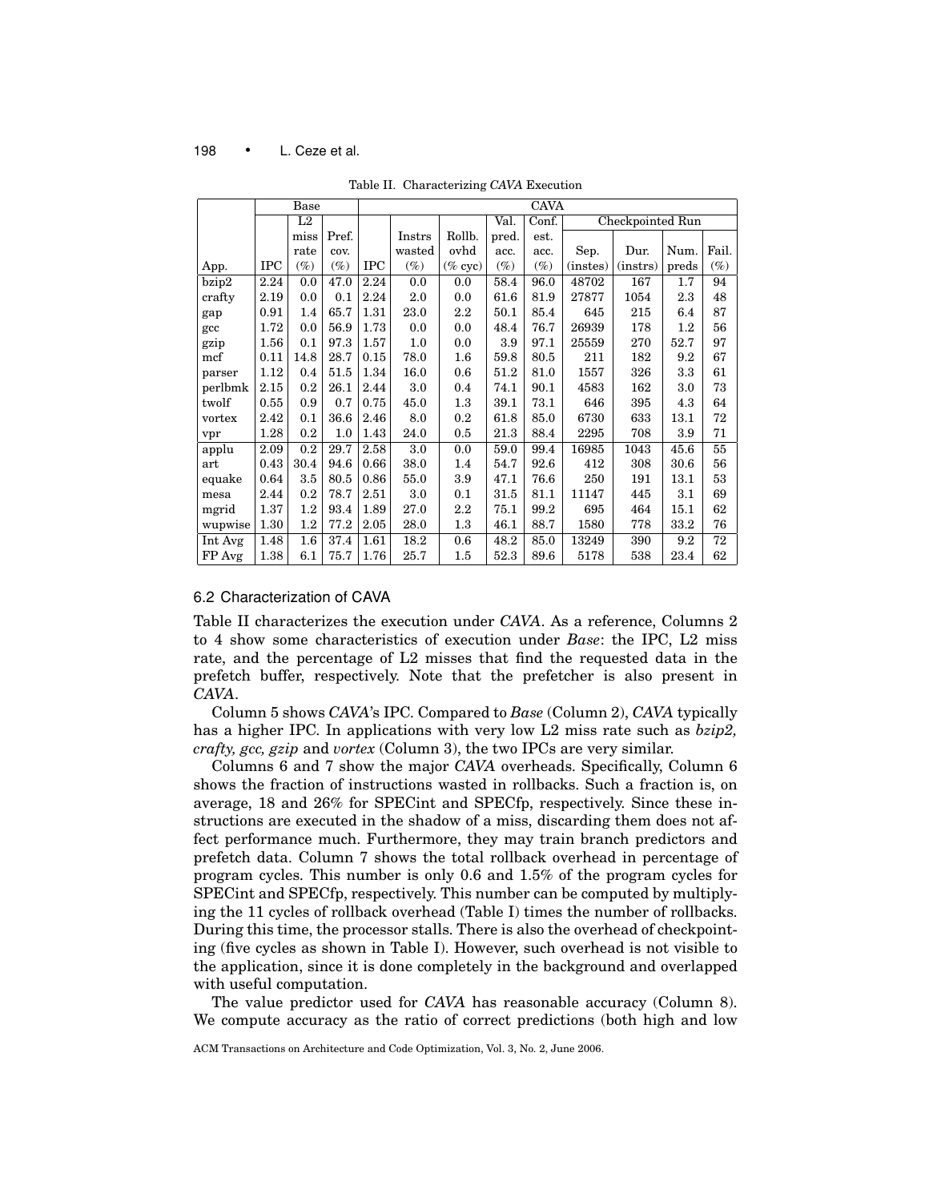Table II. Characterizing *CAVA* Execution

| | Base | | | CAVA | | | | | | | | |
|---|---|---|---|---|---|---|---|---|---|---|---|---|
| | | L2 miss rate | Pref. cov. | | Instrs wasted | Rollb. ovhd | Val. pred. acc. | Conf. est. acc. | Checkpointed Run | | | |
| App. | IPC | (%) | (%) | IPC | (%) | (% cyc) | (%) | (%) | Sep. (instrs) | Dur. (instrs) | Num. preds | Fail. (%) |
| bzip2 | 2.24 | 0.0 | 47.0 | 2.24 | 0.0 | 0.0 | 58.4 | 96.0 | 48702 | 167 | 1.7 | 94 |
| crafty | 2.19 | 0.0 | 0.1 | 2.24 | 2.0 | 0.0 | 61.6 | 81.9 | 27877 | 1054 | 2.3 | 48 |
| gap | 0.91 | 1.4 | 65.7 | 1.31 | 23.0 | 2.2 | 50.1 | 85.4 | 645 | 215 | 6.4 | 87 |
| gcc | 1.72 | 0.0 | 56.9 | 1.73 | 0.0 | 0.0 | 48.4 | 76.7 | 26939 | 178 | 1.2 | 56 |
| gzip | 1.56 | 0.1 | 97.3 | 1.57 | 1.0 | 0.0 | 3.9 | 97.1 | 25559 | 270 | 52.7 | 97 |
| mcf | 0.11 | 14.8 | 28.7 | 0.15 | 78.0 | 1.6 | 59.8 | 80.5 | 211 | 182 | 9.2 | 67 |
| parser | 1.12 | 0.4 | 51.5 | 1.34 | 16.0 | 0.6 | 51.2 | 81.0 | 1557 | 326 | 3.3 | 61 |
| perlbmk | 2.15 | 0.2 | 26.1 | 2.44 | 3.0 | 0.4 | 74.1 | 90.1 | 4583 | 162 | 3.0 | 73 |
| twolf | 0.55 | 0.9 | 0.7 | 0.75 | 45.0 | 1.3 | 39.1 | 73.1 | 646 | 395 | 4.3 | 64 |
| vortex | 2.42 | 0.1 | 36.6 | 2.46 | 8.0 | 0.2 | 61.8 | 85.0 | 6730 | 633 | 13.1 | 72 |
| vpr | 1.28 | 0.2 | 1.0 | 1.43 | 24.0 | 0.5 | 21.3 | 88.4 | 2295 | 708 | 3.9 | 71 |
| applu | 2.09 | 0.2 | 29.7 | 2.58 | 3.0 | 0.0 | 59.0 | 99.4 | 16985 | 1043 | 45.6 | 55 |
| art | 0.43 | 30.4 | 94.6 | 0.66 | 38.0 | 1.4 | 54.7 | 92.6 | 412 | 308 | 30.6 | 56 |
| equake | 0.64 | 3.5 | 80.5 | 0.86 | 55.0 | 3.9 | 47.1 | 76.6 | 250 | 191 | 13.1 | 53 |
| mesa | 2.44 | 0.2 | 78.7 | 2.51 | 3.0 | 0.1 | 31.5 | 81.1 | 11147 | 445 | 3.1 | 69 |
| mgrid | 1.37 | 1.2 | 93.4 | 1.89 | 27.0 | 2.2 | 75.1 | 99.2 | 695 | 464 | 15.1 | 62 |
| wupwise | 1.30 | 1.2 | 77.2 | 2.05 | 28.0 | 1.3 | 46.1 | 88.7 | 1580 | 778 | 33.2 | 76 |
| Int Avg | 1.48 | 1.6 | 37.4 | 1.61 | 18.2 | 0.6 | 48.2 | 85.0 | 13249 | 390 | 9.2 | 72 |
| FP Avg | 1.38 | 6.1 | 75.7 | 1.76 | 25.7 | 1.5 | 52.3 | 89.6 | 5178 | 538 | 23.4 | 62 |

### 6.2 Characterization of CAVA

Table II characterizes the execution under *CAVA*. As a reference, Columns 2 to 4 show some characteristics of execution under *Base*: the IPC, L2 miss rate, and the percentage of L2 misses that find the requested data in the prefetch buffer, respectively. Note that the prefetcher is also present in *CAVA*.

Column 5 shows *CAVA*'s IPC. Compared to *Base* (Column 2), *CAVA* typically has a higher IPC. In applications with very low L2 miss rate such as *bzip2, crafty, gcc, gzip* and *vortex* (Column 3), the two IPCs are very similar.

Columns 6 and 7 show the major *CAVA* overheads. Specifically, Column 6 shows the fraction of instructions wasted in rollbacks. Such a fraction is, on average, 18 and 26% for SPECint and SPECfp, respectively. Since these instructions are executed in the shadow of a miss, discarding them does not affect performance much. Furthermore, they may train branch predictors and prefetch data. Column 7 shows the total rollback overhead in percentage of program cycles. This number is only 0.6 and 1.5% of the program cycles for SPECint and SPECfp, respectively. This number can be computed by multiplying the 11 cycles of rollback overhead (Table I) times the number of rollbacks. During this time, the processor stalls. There is also the overhead of checkpointing (five cycles as shown in Table I). However, such overhead is not visible to the application, since it is done completely in the background and overlapped with useful computation.

The value predictor used for *CAVA* has reasonable accuracy (Column 8). We compute accuracy as the ratio of correct predictions (both high and low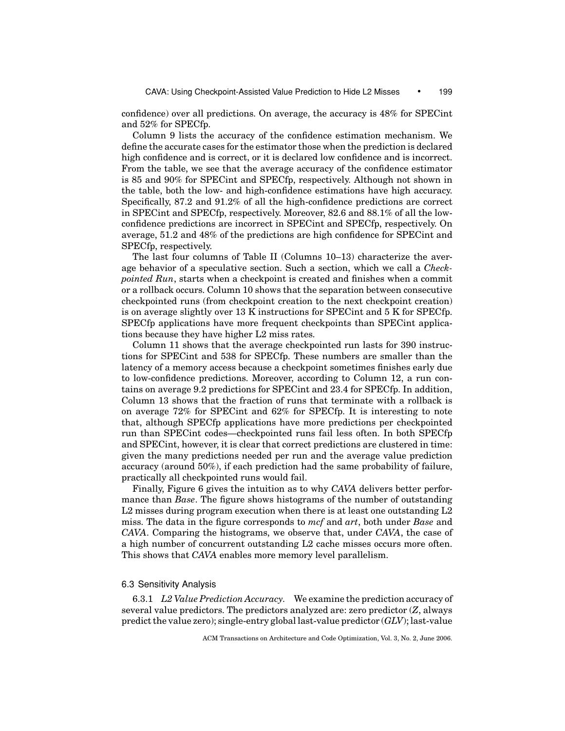confidence) over all predictions. On average, the accuracy is 48% for SPECint and 52% for SPECfp.

Column 9 lists the accuracy of the confidence estimation mechanism. We define the accurate cases for the estimator those when the prediction is declared high confidence and is correct, or it is declared low confidence and is incorrect. From the table, we see that the average accuracy of the confidence estimator is 85 and 90% for SPECint and SPECfp, respectively. Although not shown in the table, both the low- and high-confidence estimations have high accuracy. Specifically, 87.2 and 91.2% of all the high-confidence predictions are correct in SPECint and SPECfp, respectively. Moreover, 82.6 and 88.1% of all the low-confidence predictions are incorrect in SPECint and SPECfp, respectively. On average, 51.2 and 48% of the predictions are high confidence for SPECint and SPECfp, respectively.

The last four columns of Table II (Columns 10–13) characterize the average behavior of a speculative section. Such a section, which we call a *Checkpointed Run*, starts when a checkpoint is created and finishes when a commit or a rollback occurs. Column 10 shows that the separation between consecutive checkpointed runs (from checkpoint creation to the next checkpoint creation) is on average slightly over 13 K instructions for SPECint and 5 K for SPECfp. SPECfp applications have more frequent checkpoints than SPECint applications because they have higher L2 miss rates.

Column 11 shows that the average checkpointed run lasts for 390 instructions for SPECint and 538 for SPECfp. These numbers are smaller than the latency of a memory access because a checkpoint sometimes finishes early due to low-confidence predictions. Moreover, according to Column 12, a run contains on average 9.2 predictions for SPECint and 23.4 for SPECfp. In addition, Column 13 shows that the fraction of runs that terminate with a rollback is on average 72% for SPECint and 62% for SPECfp. It is interesting to note that, although SPECfp applications have more predictions per checkpointed run than SPECint codes—checkpointed runs fail less often. In both SPECfp and SPECint, however, it is clear that correct predictions are clustered in time: given the many predictions needed per run and the average value prediction accuracy (around 50%), if each prediction had the same probability of failure, practically all checkpointed runs would fail.

Finally, Figure 6 gives the intuition as to why *CAVA* delivers better performance than *Base*. The figure shows histograms of the number of outstanding L2 misses during program execution when there is at least one outstanding L2 miss. The data in the figure corresponds to *mcf* and *art*, both under *Base* and *CAVA*. Comparing the histograms, we observe that, under *CAVA*, the case of a high number of concurrent outstanding L2 cache misses occurs more often. This shows that *CAVA* enables more memory level parallelism.

### 6.3 Sensitivity Analysis

6.3.1 *L2 Value Prediction Accuracy*. We examine the prediction accuracy of several value predictors. The predictors analyzed are: zero predictor (*Z*, always predict the value zero); single-entry global last-value predictor (*GLV*); last-value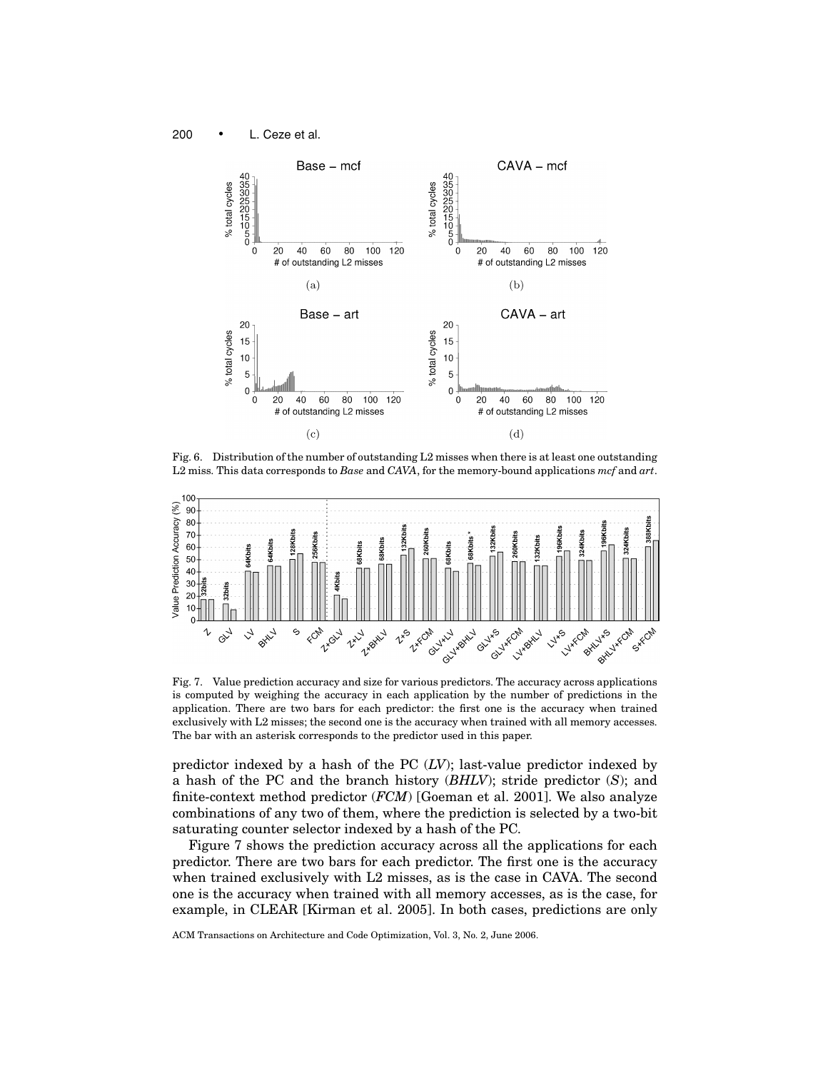Fig. 6. Distribution of the number of outstanding L2 misses when there is at least one outstanding L2 miss. This data corresponds to *Base* and *CAVA*, for the memory-bound applications *mcf* and *art*.

Fig. 7. Value prediction accuracy and size for various predictors. The accuracy across applications is computed by weighing the accuracy in each application by the number of predictions in the application. There are two bars for each predictor: the first one is the accuracy when trained exclusively with L2 misses; the second one is the accuracy when trained with all memory accesses. The bar with an asterisk corresponds to the predictor used in this paper.

predictor indexed by a hash of the PC (*LV*); last-value predictor indexed by a hash of the PC and the branch history (*BHLV*); stride predictor (*S*); and finite-context method predictor (*FCM*) [Goeman et al. 2001]. We also analyze combinations of any two of them, where the prediction is selected by a two-bit saturating counter selector indexed by a hash of the PC.

Figure 7 shows the prediction accuracy across all the applications for each predictor. There are two bars for each predictor. The first one is the accuracy when trained exclusively with L2 misses, as is the case in CAVA. The second one is the accuracy when trained with all memory accesses, as is the case, for example, in CLEAR [Kirman et al. 2005]. In both cases, predictions are only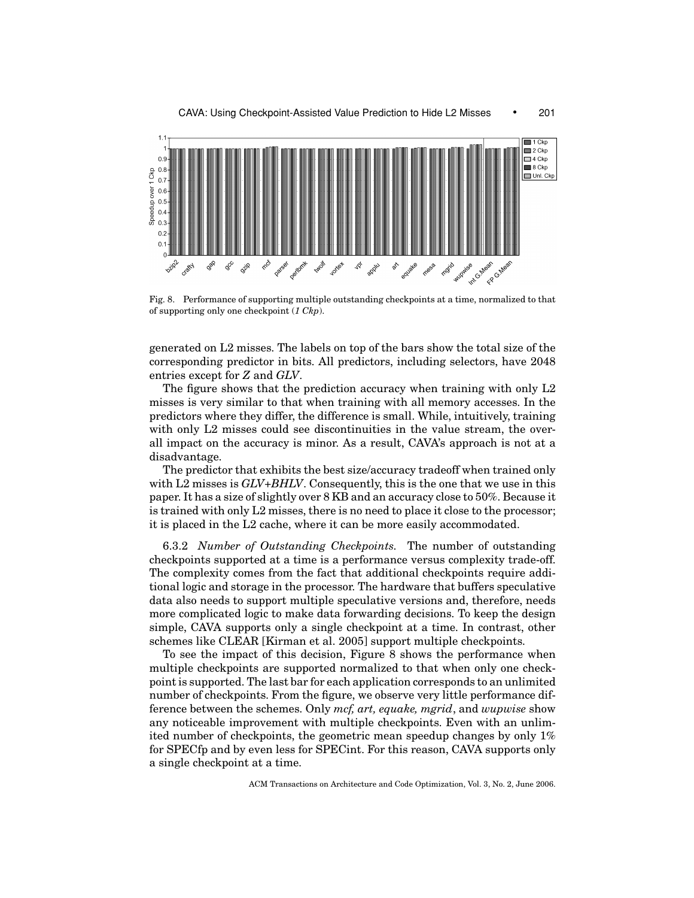Fig. 8. Performance of supporting multiple outstanding checkpoints at a time, normalized to that of supporting only one checkpoint (*1 Ckp*).

generated on L2 misses. The labels on top of the bars show the total size of the corresponding predictor in bits. All predictors, including selectors, have 2048 entries except for *Z* and *GLV*.

The figure shows that the prediction accuracy when training with only L2 misses is very similar to that when training with all memory accesses. In the predictors where they differ, the difference is small. While, intuitively, training with only L2 misses could see discontinuities in the value stream, the overall impact on the accuracy is minor. As a result, CAVA's approach is not at a disadvantage.

The predictor that exhibits the best size/accuracy tradeoff when trained only with L2 misses is *GLV+BHLV*. Consequently, this is the one that we use in this paper. It has a size of slightly over 8 KB and an accuracy close to 50%. Because it is trained with only L2 misses, there is no need to place it close to the processor; it is placed in the L2 cache, where it can be more easily accommodated.

6.3.2 *Number of Outstanding Checkpoints.* The number of outstanding checkpoints supported at a time is a performance versus complexity trade-off. The complexity comes from the fact that additional checkpoints require additional logic and storage in the processor. The hardware that buffers speculative data also needs to support multiple speculative versions and, therefore, needs more complicated logic to make data forwarding decisions. To keep the design simple, CAVA supports only a single checkpoint at a time. In contrast, other schemes like CLEAR [Kirman et al. 2005] support multiple checkpoints.

To see the impact of this decision, Figure 8 shows the performance when multiple checkpoints are supported normalized to that when only one checkpoint is supported. The last bar for each application corresponds to an unlimited number of checkpoints. From the figure, we observe very little performance difference between the schemes. Only *mcf, art, equake, mgrid*, and *wupwise* show any noticeable improvement with multiple checkpoints. Even with an unlimited number of checkpoints, the geometric mean speedup changes by only 1% for SPECfp and by even less for SPECint. For this reason, CAVA supports only a single checkpoint at a time.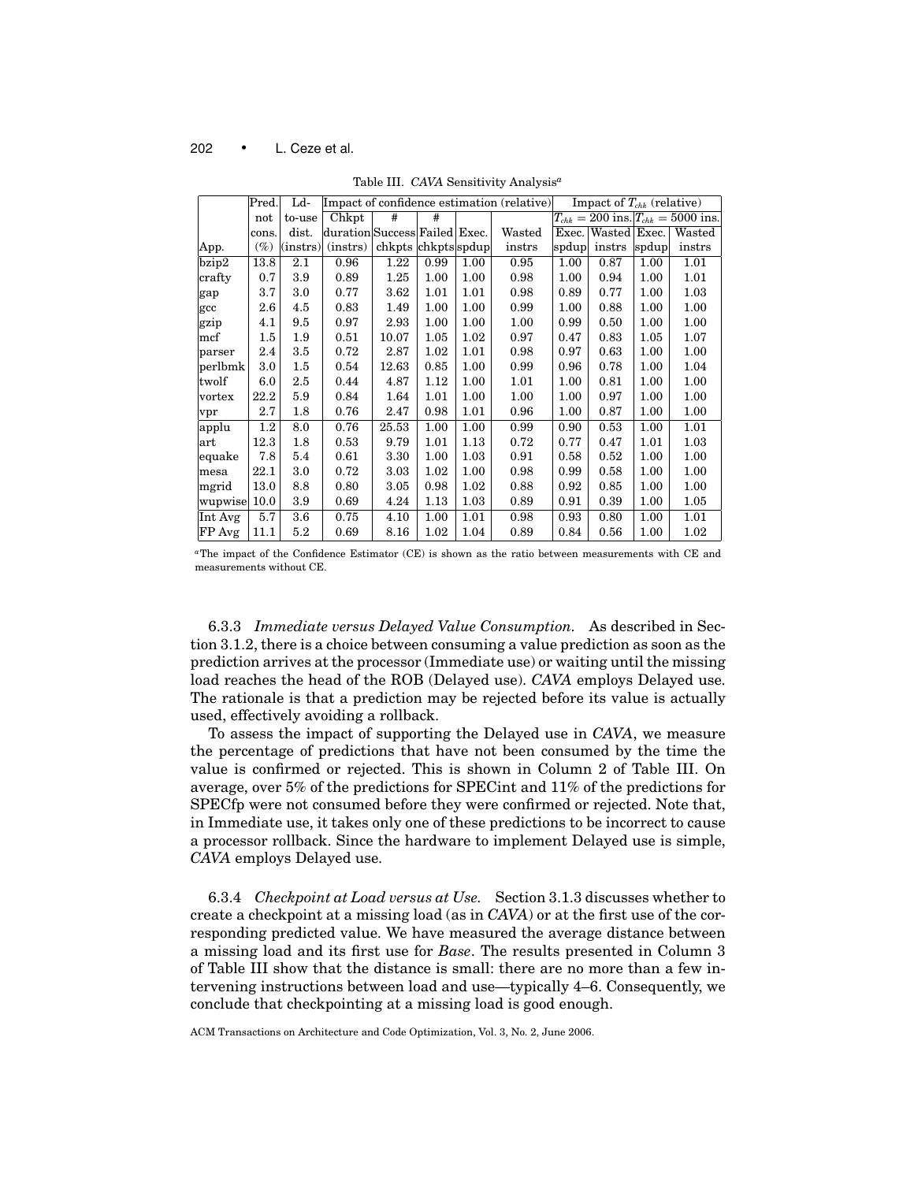Table III. *CAVA* Sensitivity Analysis[a]

| App. | Pred. not cons. (%) | Ld-to-use dist. (instrs) | Impact of confidence estimation (relative): Chkpt duration (instrs) | # Success chkpts | # Failed chkpts | Exec. spdup | Wasted instrs | Impact of $T_{chk}$ (relative): $T_{chk} = 200$ ins. Exec. spdup | $T_{chk} = 200$ ins. Wasted instrs | $T_{chk} = 5000$ ins. Exec. spdup | $T_{chk} = 5000$ ins. Wasted instrs |
|---|---|---|---|---|---|---|---|---|---|---|---|
| bzip2 | 13.8 | 2.1 | 0.96 | 1.22 | 0.99 | 1.00 | 0.95 | 1.00 | 0.87 | 1.00 | 1.01 |
| crafty | 0.7 | 3.9 | 0.89 | 1.25 | 1.00 | 1.00 | 0.98 | 1.00 | 0.94 | 1.00 | 1.01 |
| gap | 3.7 | 3.0 | 0.77 | 3.62 | 1.01 | 1.01 | 0.98 | 0.89 | 0.77 | 1.00 | 1.03 |
| gcc | 2.6 | 4.5 | 0.83 | 1.49 | 1.00 | 1.00 | 0.99 | 1.00 | 0.88 | 1.00 | 1.00 |
| gzip | 4.1 | 9.5 | 0.97 | 2.93 | 1.00 | 1.00 | 1.00 | 0.99 | 0.50 | 1.00 | 1.00 |
| mcf | 1.5 | 1.9 | 0.51 | 10.07 | 1.05 | 1.02 | 0.97 | 0.47 | 0.83 | 1.05 | 1.07 |
| parser | 2.4 | 3.5 | 0.72 | 2.87 | 1.02 | 1.01 | 0.98 | 0.97 | 0.63 | 1.00 | 1.00 |
| perlbmk | 3.0 | 1.5 | 0.54 | 12.63 | 0.85 | 1.00 | 0.99 | 0.96 | 0.78 | 1.00 | 1.04 |
| twolf | 6.0 | 2.5 | 0.44 | 4.87 | 1.12 | 1.00 | 1.01 | 1.00 | 0.81 | 1.00 | 1.00 |
| vortex | 22.2 | 5.9 | 0.84 | 1.64 | 1.01 | 1.00 | 1.00 | 1.00 | 0.97 | 1.00 | 1.00 |
| vpr | 2.7 | 1.8 | 0.76 | 2.47 | 0.98 | 1.01 | 0.96 | 1.00 | 0.87 | 1.00 | 1.00 |
| applu | 1.2 | 8.0 | 0.76 | 25.53 | 1.00 | 1.00 | 0.99 | 0.90 | 0.53 | 1.00 | 1.01 |
| art | 12.3 | 1.8 | 0.53 | 9.79 | 1.01 | 1.13 | 0.72 | 0.77 | 0.47 | 1.01 | 1.03 |
| equake | 7.8 | 5.4 | 0.61 | 3.30 | 1.00 | 1.03 | 0.91 | 0.58 | 0.52 | 1.00 | 1.00 |
| mesa | 22.1 | 3.0 | 0.72 | 3.03 | 1.02 | 1.00 | 0.98 | 0.99 | 0.58 | 1.00 | 1.00 |
| mgrid | 13.0 | 8.8 | 0.80 | 3.05 | 0.98 | 1.02 | 0.88 | 0.92 | 0.85 | 1.00 | 1.00 |
| wupwise | 10.0 | 3.9 | 0.69 | 4.24 | 1.13 | 1.03 | 0.89 | 0.91 | 0.39 | 1.00 | 1.05 |
| Int Avg | 5.7 | 3.6 | 0.75 | 4.10 | 1.00 | 1.01 | 0.98 | 0.93 | 0.80 | 1.00 | 1.01 |
| FP Avg | 11.1 | 5.2 | 0.69 | 8.16 | 1.02 | 1.04 | 0.89 | 0.84 | 0.56 | 1.00 | 1.02 |

[a]The impact of the Confidence Estimator (CE) is shown as the ratio between measurements with CE and measurements without CE.

6.3.3 *Immediate versus Delayed Value Consumption.* As described in Section 3.1.2, there is a choice between consuming a value prediction as soon as the prediction arrives at the processor (Immediate use) or waiting until the missing load reaches the head of the ROB (Delayed use). *CAVA* employs Delayed use. The rationale is that a prediction may be rejected before its value is actually used, effectively avoiding a rollback.

To assess the impact of supporting the Delayed use in *CAVA*, we measure the percentage of predictions that have not been consumed by the time the value is confirmed or rejected. This is shown in Column 2 of Table III. On average, over 5% of the predictions for SPECint and 11% of the predictions for SPECfp were not consumed before they were confirmed or rejected. Note that, in Immediate use, it takes only one of these predictions to be incorrect to cause a processor rollback. Since the hardware to implement Delayed use is simple, *CAVA* employs Delayed use.

6.3.4 *Checkpoint at Load versus at Use.* Section 3.1.3 discusses whether to create a checkpoint at a missing load (as in *CAVA*) or at the first use of the corresponding predicted value. We have measured the average distance between a missing load and its first use for *Base*. The results presented in Column 3 of Table III show that the distance is small: there are no more than a few intervening instructions between load and use—typically 4–6. Consequently, we conclude that checkpointing at a missing load is good enough.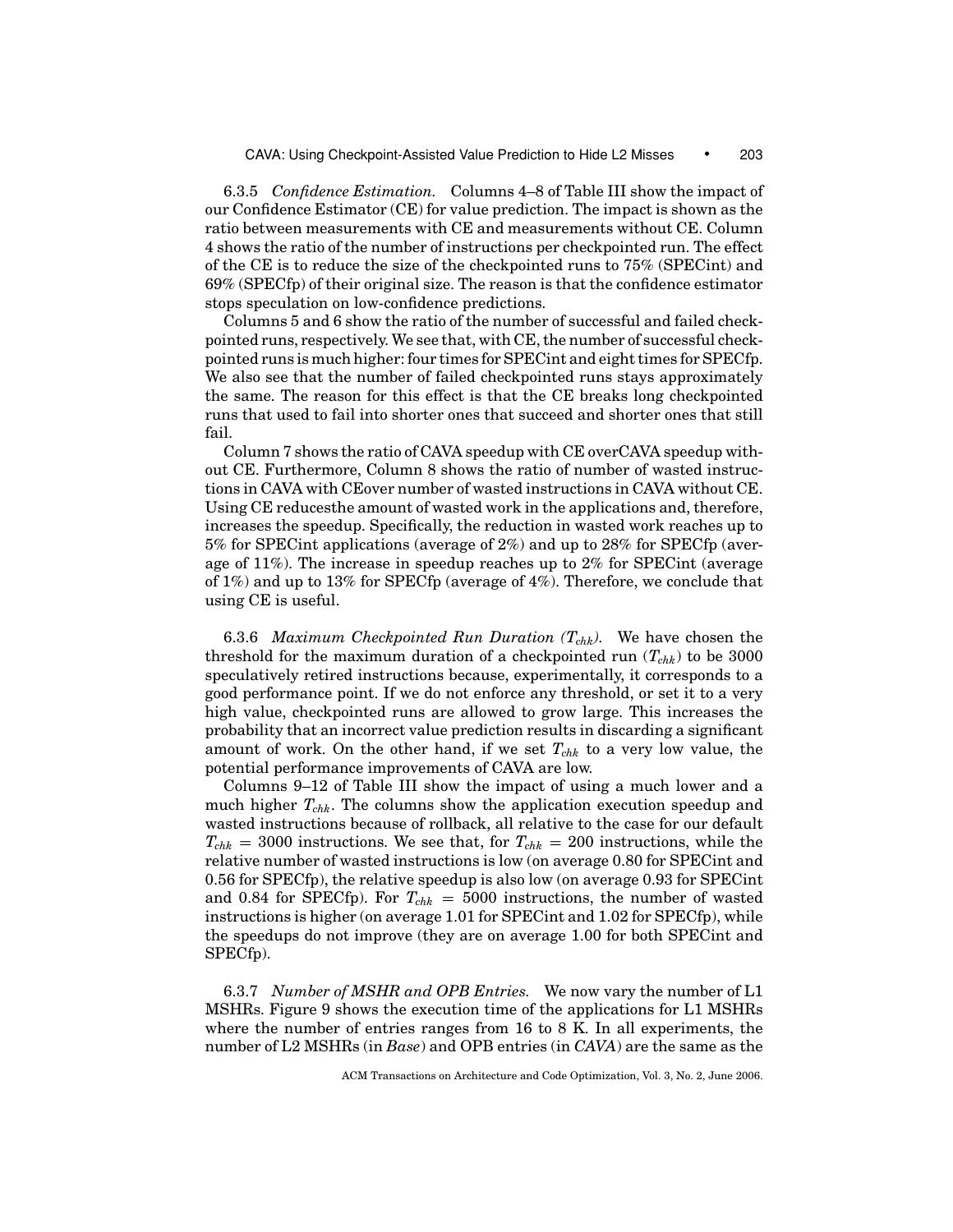6.3.5 *Confidence Estimation.* Columns 4–8 of Table III show the impact of our Confidence Estimator (CE) for value prediction. The impact is shown as the ratio between measurements with CE and measurements without CE. Column 4 shows the ratio of the number of instructions per checkpointed run. The effect of the CE is to reduce the size of the checkpointed runs to 75% (SPECint) and 69% (SPECfp) of their original size. The reason is that the confidence estimator stops speculation on low-confidence predictions.

Columns 5 and 6 show the ratio of the number of successful and failed checkpointed runs, respectively. We see that, with CE, the number of successful checkpointed runs is much higher: four times for SPECint and eight times for SPECfp. We also see that the number of failed checkpointed runs stays approximately the same. The reason for this effect is that the CE breaks long checkpointed runs that used to fail into shorter ones that succeed and shorter ones that still fail.

Column 7 shows the ratio of CAVA speedup with CE overCAVA speedup without CE. Furthermore, Column 8 shows the ratio of number of wasted instructions in CAVA with CEover number of wasted instructions in CAVA without CE. Using CE reducesthe amount of wasted work in the applications and, therefore, increases the speedup. Specifically, the reduction in wasted work reaches up to 5% for SPECint applications (average of 2%) and up to 28% for SPECfp (average of 11%). The increase in speedup reaches up to 2% for SPECint (average of 1%) and up to 13% for SPECfp (average of 4%). Therefore, we conclude that using CE is useful.

6.3.6 *Maximum Checkpointed Run Duration ($T_{chk}$).* We have chosen the threshold for the maximum duration of a checkpointed run ($T_{chk}$) to be 3000 speculatively retired instructions because, experimentally, it corresponds to a good performance point. If we do not enforce any threshold, or set it to a very high value, checkpointed runs are allowed to grow large. This increases the probability that an incorrect value prediction results in discarding a significant amount of work. On the other hand, if we set $T_{chk}$ to a very low value, the potential performance improvements of CAVA are low.

Columns 9–12 of Table III show the impact of using a much lower and a much higher $T_{chk}$. The columns show the application execution speedup and wasted instructions because of rollback, all relative to the case for our default $T_{chk} = 3000$ instructions. We see that, for $T_{chk} = 200$ instructions, while the relative number of wasted instructions is low (on average 0.80 for SPECint and 0.56 for SPECfp), the relative speedup is also low (on average 0.93 for SPECint and 0.84 for SPECfp). For $T_{chk} = 5000$ instructions, the number of wasted instructions is higher (on average 1.01 for SPECint and 1.02 for SPECfp), while the speedups do not improve (they are on average 1.00 for both SPECint and SPECfp).

6.3.7 *Number of MSHR and OPB Entries.* We now vary the number of L1 MSHRs. Figure 9 shows the execution time of the applications for L1 MSHRs where the number of entries ranges from 16 to 8 K. In all experiments, the number of L2 MSHRs (in *Base*) and OPB entries (in *CAVA*) are the same as the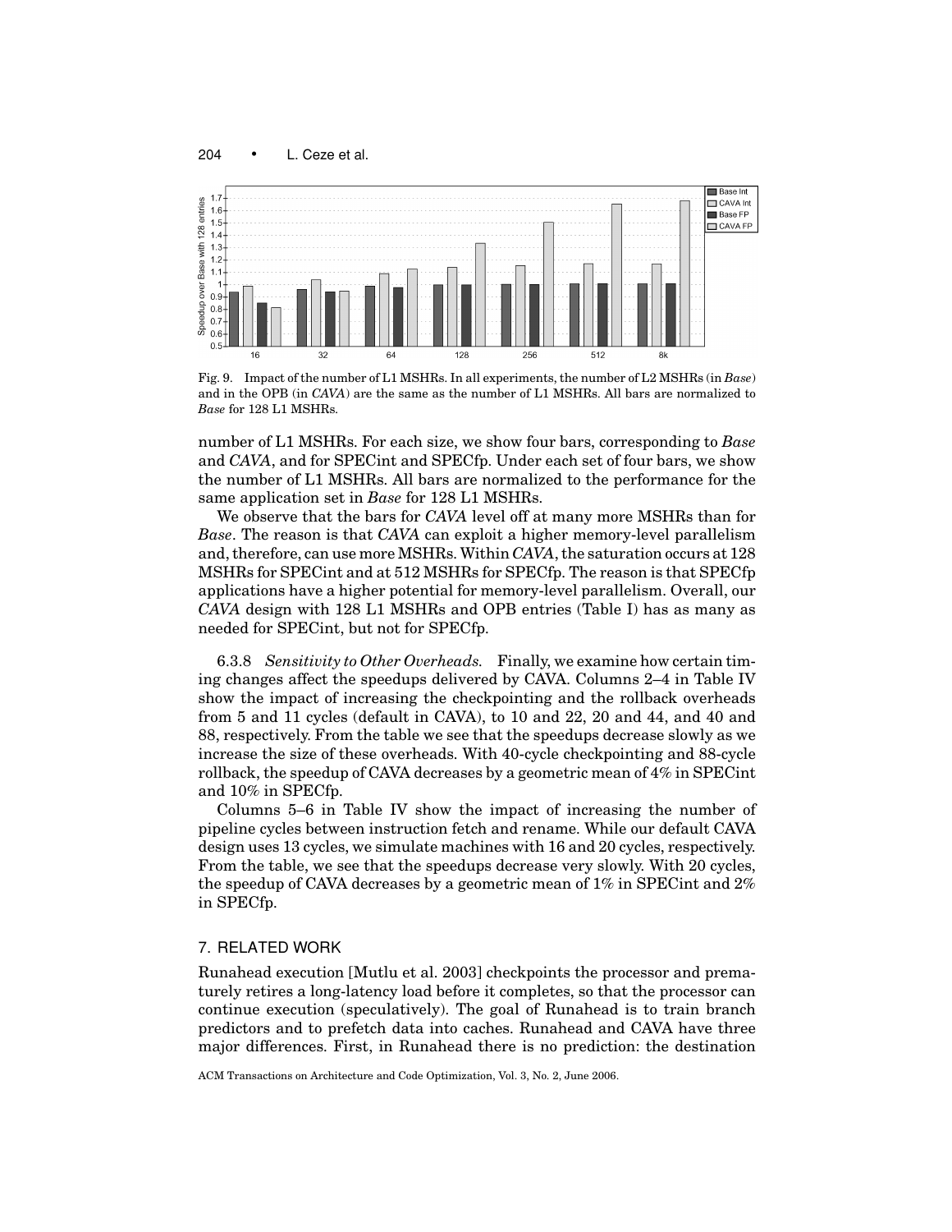Fig. 9. Impact of the number of L1 MSHRs. In all experiments, the number of L2 MSHRs (in *Base*) and in the OPB (in *CAVA*) are the same as the number of L1 MSHRs. All bars are normalized to *Base* for 128 L1 MSHRs.

number of L1 MSHRs. For each size, we show four bars, corresponding to *Base* and *CAVA*, and for SPECint and SPECfp. Under each set of four bars, we show the number of L1 MSHRs. All bars are normalized to the performance for the same application set in *Base* for 128 L1 MSHRs.

We observe that the bars for *CAVA* level off at many more MSHRs than for *Base*. The reason is that *CAVA* can exploit a higher memory-level parallelism and, therefore, can use more MSHRs. Within *CAVA*, the saturation occurs at 128 MSHRs for SPECint and at 512 MSHRs for SPECfp. The reason is that SPECfp applications have a higher potential for memory-level parallelism. Overall, our *CAVA* design with 128 L1 MSHRs and OPB entries (Table I) has as many as needed for SPECint, but not for SPECfp.

6.3.8 *Sensitivity to Other Overheads.* Finally, we examine how certain timing changes affect the speedups delivered by CAVA. Columns 2–4 in Table IV show the impact of increasing the checkpointing and the rollback overheads from 5 and 11 cycles (default in CAVA), to 10 and 22, 20 and 44, and 40 and 88, respectively. From the table we see that the speedups decrease slowly as we increase the size of these overheads. With 40-cycle checkpointing and 88-cycle rollback, the speedup of CAVA decreases by a geometric mean of 4% in SPECint and 10% in SPECfp.

Columns 5–6 in Table IV show the impact of increasing the number of pipeline cycles between instruction fetch and rename. While our default CAVA design uses 13 cycles, we simulate machines with 16 and 20 cycles, respectively. From the table, we see that the speedups decrease very slowly. With 20 cycles, the speedup of CAVA decreases by a geometric mean of 1% in SPECint and 2% in SPECfp.

## 7. RELATED WORK

Runahead execution [Mutlu et al. 2003] checkpoints the processor and prematurely retires a long-latency load before it completes, so that the processor can continue execution (speculatively). The goal of Runahead is to train branch predictors and to prefetch data into caches. Runahead and CAVA have three major differences. First, in Runahead there is no prediction: the destination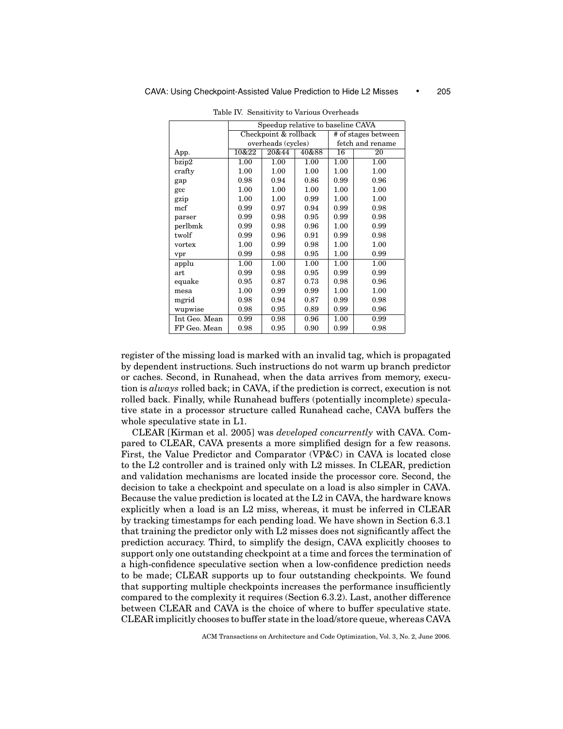Table IV. Sensitivity to Various Overheads

| | Speedup relative to baseline CAVA | | | | |
|---|---|---|---|---|---|
| | Checkpoint & rollback overheads (cycles) | | | # of stages between fetch and rename | |
| App. | 10&22 | 20&44 | 40&88 | 16 | 20 |
| bzip2 | 1.00 | 1.00 | 1.00 | 1.00 | 1.00 |
| crafty | 1.00 | 1.00 | 1.00 | 1.00 | 1.00 |
| gap | 0.98 | 0.94 | 0.86 | 0.99 | 0.96 |
| gcc | 1.00 | 1.00 | 1.00 | 1.00 | 1.00 |
| gzip | 1.00 | 1.00 | 0.99 | 1.00 | 1.00 |
| mcf | 0.99 | 0.97 | 0.94 | 0.99 | 0.98 |
| parser | 0.99 | 0.98 | 0.95 | 0.99 | 0.98 |
| perlbmk | 0.99 | 0.98 | 0.96 | 1.00 | 0.99 |
| twolf | 0.99 | 0.96 | 0.91 | 0.99 | 0.98 |
| vortex | 1.00 | 0.99 | 0.98 | 1.00 | 1.00 |
| vpr | 0.99 | 0.98 | 0.95 | 1.00 | 0.99 |
| applu | 1.00 | 1.00 | 1.00 | 1.00 | 1.00 |
| art | 0.99 | 0.98 | 0.95 | 0.99 | 0.99 |
| equake | 0.95 | 0.87 | 0.73 | 0.98 | 0.96 |
| mesa | 1.00 | 0.99 | 0.99 | 1.00 | 1.00 |
| mgrid | 0.98 | 0.94 | 0.87 | 0.99 | 0.98 |
| wupwise | 0.98 | 0.95 | 0.89 | 0.99 | 0.96 |
| Int Geo. Mean | 0.99 | 0.98 | 0.96 | 1.00 | 0.99 |
| FP Geo. Mean | 0.98 | 0.95 | 0.90 | 0.99 | 0.98 |

register of the missing load is marked with an invalid tag, which is propagated by dependent instructions. Such instructions do not warm up branch predictor or caches. Second, in Runahead, when the data arrives from memory, execution is *always* rolled back; in CAVA, if the prediction is correct, execution is not rolled back. Finally, while Runahead buffers (potentially incomplete) speculative state in a processor structure called Runahead cache, CAVA buffers the whole speculative state in L1.

CLEAR [Kirman et al. 2005] was *developed concurrently* with CAVA. Compared to CLEAR, CAVA presents a more simplified design for a few reasons. First, the Value Predictor and Comparator (VP&C) in CAVA is located close to the L2 controller and is trained only with L2 misses. In CLEAR, prediction and validation mechanisms are located inside the processor core. Second, the decision to take a checkpoint and speculate on a load is also simpler in CAVA. Because the value prediction is located at the L2 in CAVA, the hardware knows explicitly when a load is an L2 miss, whereas, it must be inferred in CLEAR by tracking timestamps for each pending load. We have shown in Section 6.3.1 that training the predictor only with L2 misses does not significantly affect the prediction accuracy. Third, to simplify the design, CAVA explicitly chooses to support only one outstanding checkpoint at a time and forces the termination of a high-confidence speculative section when a low-confidence prediction needs to be made; CLEAR supports up to four outstanding checkpoints. We found that supporting multiple checkpoints increases the performance insufficiently compared to the complexity it requires (Section 6.3.2). Last, another difference between CLEAR and CAVA is the choice of where to buffer speculative state. CLEAR implicitly chooses to buffer state in the load/store queue, whereas CAVA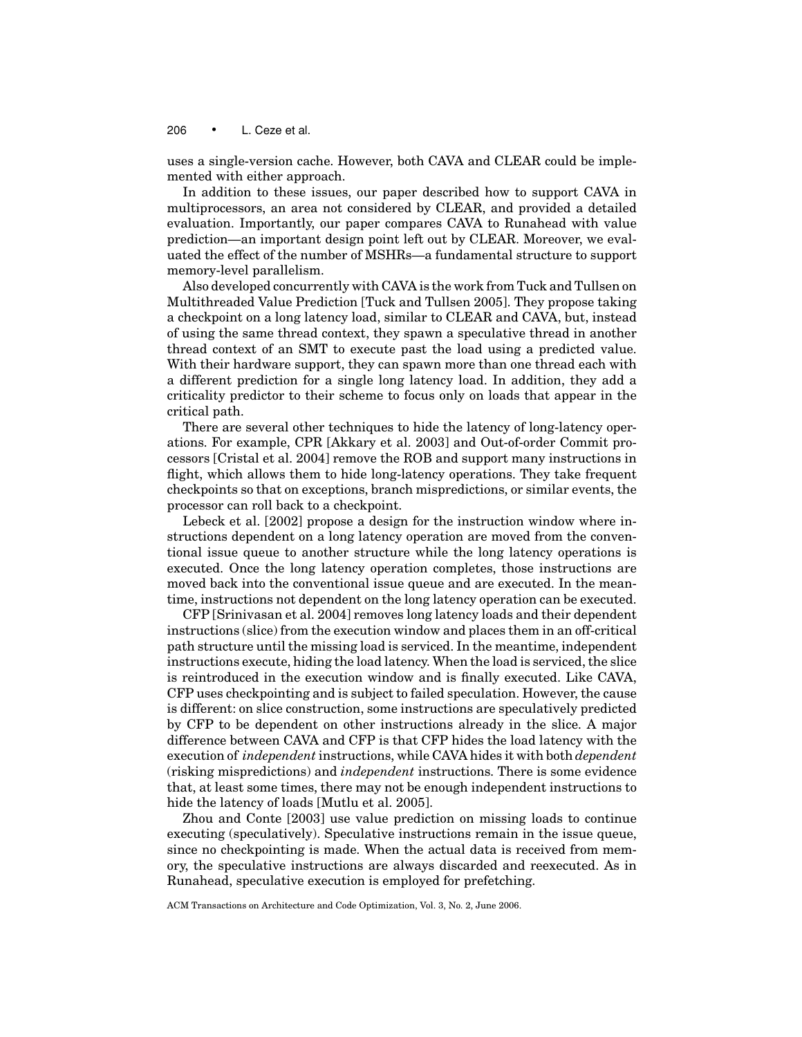uses a single-version cache. However, both CAVA and CLEAR could be implemented with either approach.

In addition to these issues, our paper described how to support CAVA in multiprocessors, an area not considered by CLEAR, and provided a detailed evaluation. Importantly, our paper compares CAVA to Runahead with value prediction—an important design point left out by CLEAR. Moreover, we evaluated the effect of the number of MSHRs—a fundamental structure to support memory-level parallelism.

Also developed concurrently with CAVA is the work from Tuck and Tullsen on Multithreaded Value Prediction [Tuck and Tullsen 2005]. They propose taking a checkpoint on a long latency load, similar to CLEAR and CAVA, but, instead of using the same thread context, they spawn a speculative thread in another thread context of an SMT to execute past the load using a predicted value. With their hardware support, they can spawn more than one thread each with a different prediction for a single long latency load. In addition, they add a criticality predictor to their scheme to focus only on loads that appear in the critical path.

There are several other techniques to hide the latency of long-latency operations. For example, CPR [Akkary et al. 2003] and Out-of-order Commit processors [Cristal et al. 2004] remove the ROB and support many instructions in flight, which allows them to hide long-latency operations. They take frequent checkpoints so that on exceptions, branch mispredictions, or similar events, the processor can roll back to a checkpoint.

Lebeck et al. [2002] propose a design for the instruction window where instructions dependent on a long latency operation are moved from the conventional issue queue to another structure while the long latency operations is executed. Once the long latency operation completes, those instructions are moved back into the conventional issue queue and are executed. In the meantime, instructions not dependent on the long latency operation can be executed.

CFP [Srinivasan et al. 2004] removes long latency loads and their dependent instructions (slice) from the execution window and places them in an off-critical path structure until the missing load is serviced. In the meantime, independent instructions execute, hiding the load latency. When the load is serviced, the slice is reintroduced in the execution window and is finally executed. Like CAVA, CFP uses checkpointing and is subject to failed speculation. However, the cause is different: on slice construction, some instructions are speculatively predicted by CFP to be dependent on other instructions already in the slice. A major difference between CAVA and CFP is that CFP hides the load latency with the execution of *independent* instructions, while CAVA hides it with both *dependent* (risking mispredictions) and *independent* instructions. There is some evidence that, at least some times, there may not be enough independent instructions to hide the latency of loads [Mutlu et al. 2005].

Zhou and Conte [2003] use value prediction on missing loads to continue executing (speculatively). Speculative instructions remain in the issue queue, since no checkpointing is made. When the actual data is received from memory, the speculative instructions are always discarded and reexecuted. As in Runahead, speculative execution is employed for prefetching.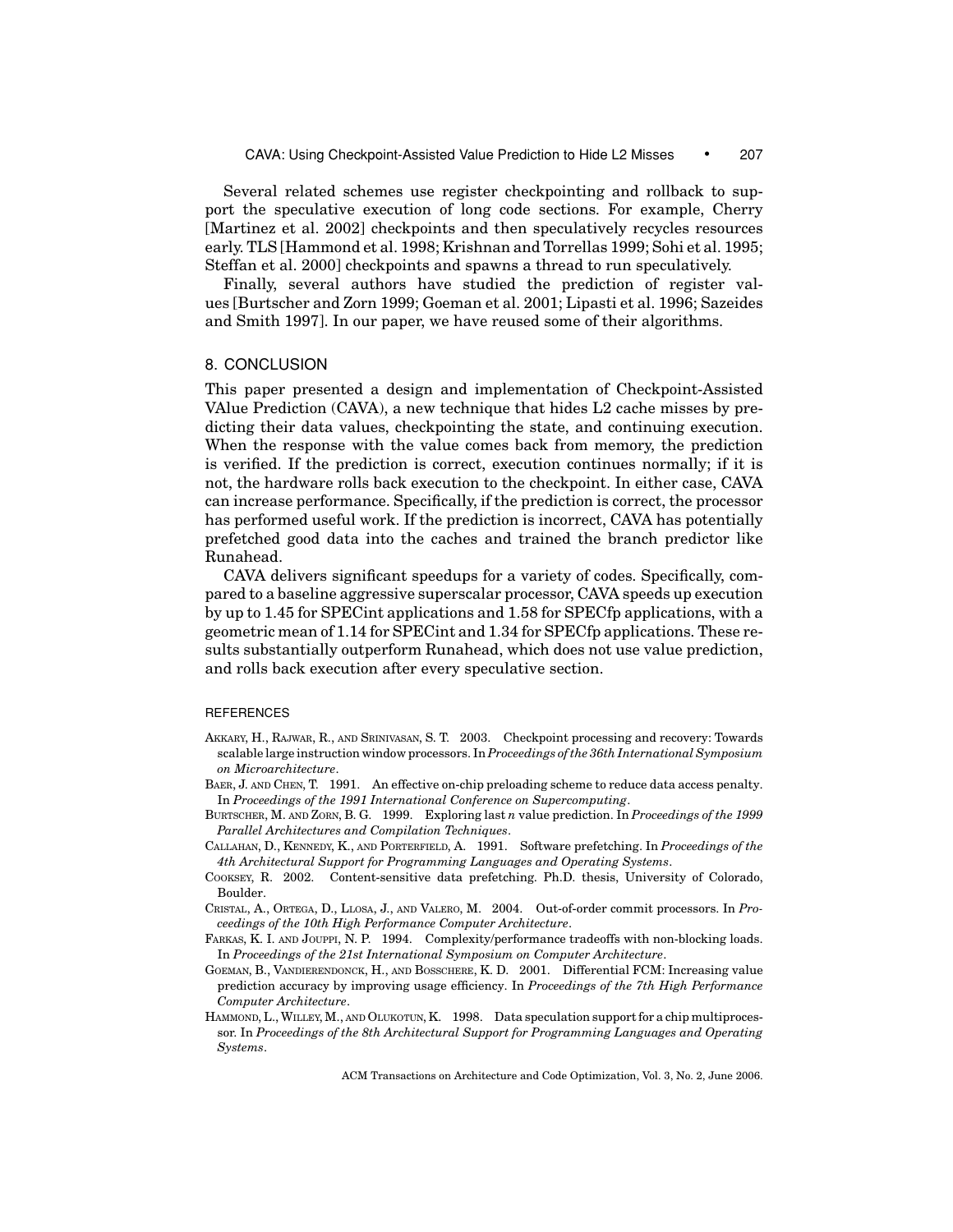Several related schemes use register checkpointing and rollback to support the speculative execution of long code sections. For example, Cherry [Martinez et al. 2002] checkpoints and then speculatively recycles resources early. TLS [Hammond et al. 1998; Krishnan and Torrellas 1999; Sohi et al. 1995; Steffan et al. 2000] checkpoints and spawns a thread to run speculatively.

Finally, several authors have studied the prediction of register values [Burtscher and Zorn 1999; Goeman et al. 2001; Lipasti et al. 1996; Sazeides and Smith 1997]. In our paper, we have reused some of their algorithms.

## 8. CONCLUSION

This paper presented a design and implementation of Checkpoint-Assisted VAlue Prediction (CAVA), a new technique that hides L2 cache misses by predicting their data values, checkpointing the state, and continuing execution. When the response with the value comes back from memory, the prediction is verified. If the prediction is correct, execution continues normally; if it is not, the hardware rolls back execution to the checkpoint. In either case, CAVA can increase performance. Specifically, if the prediction is correct, the processor has performed useful work. If the prediction is incorrect, CAVA has potentially prefetched good data into the caches and trained the branch predictor like Runahead.

CAVA delivers significant speedups for a variety of codes. Specifically, compared to a baseline aggressive superscalar processor, CAVA speeds up execution by up to 1.45 for SPECint applications and 1.58 for SPECfp applications, with a geometric mean of 1.14 for SPECint and 1.34 for SPECfp applications. These results substantially outperform Runahead, which does not use value prediction, and rolls back execution after every speculative section.

## REFERENCES

Akkary, H., Rajwar, R., and Srinivasan, S. T. 2003. Checkpoint processing and recovery: Towards scalable large instruction window processors. In *Proceedings of the 36th International Symposium on Microarchitecture*.

Baer, J. and Chen, T. 1991. An effective on-chip preloading scheme to reduce data access penalty. In *Proceedings of the 1991 International Conference on Supercomputing*.

Burtscher, M. and Zorn, B. G. 1999. Exploring last *n* value prediction. In *Proceedings of the 1999 Parallel Architectures and Compilation Techniques*.

Callahan, D., Kennedy, K., and Porterfield, A. 1991. Software prefetching. In *Proceedings of the 4th Architectural Support for Programming Languages and Operating Systems*.

Cooksey, R. 2002. Content-sensitive data prefetching. Ph.D. thesis, University of Colorado, Boulder.

Cristal, A., Ortega, D., Llosa, J., and Valero, M. 2004. Out-of-order commit processors. In *Proceedings of the 10th High Performance Computer Architecture*.

Farkas, K. I. and Jouppi, N. P. 1994. Complexity/performance tradeoffs with non-blocking loads. In *Proceedings of the 21st International Symposium on Computer Architecture*.

Goeman, B., Vandierendonck, H., and Bosschere, K. D. 2001. Differential FCM: Increasing value prediction accuracy by improving usage efficiency. In *Proceedings of the 7th High Performance Computer Architecture*.

Hammond, L., Willey, M., and Olukotun, K. 1998. Data speculation support for a chip multiprocessor. In *Proceedings of the 8th Architectural Support for Programming Languages and Operating Systems*.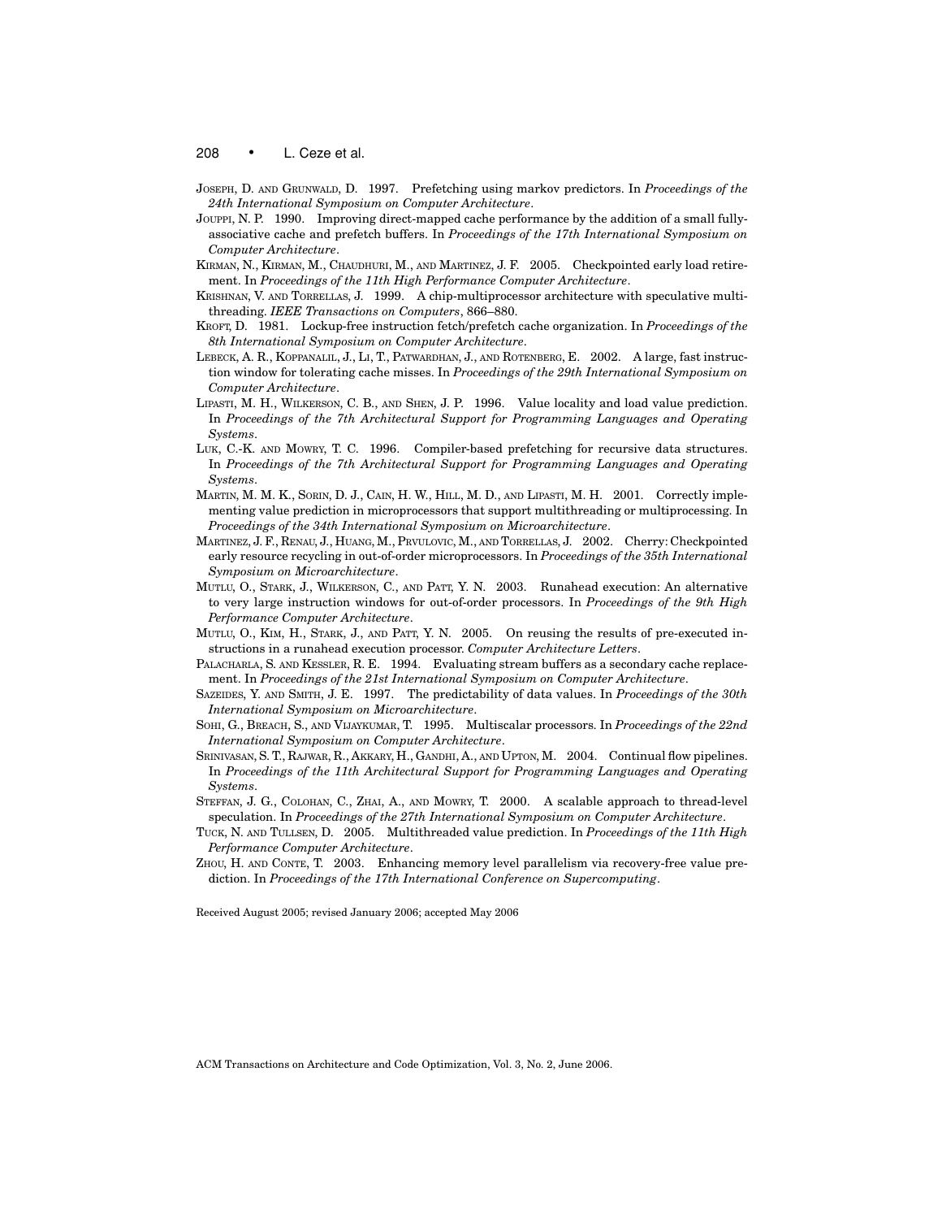Joseph, D. and Grunwald, D. 1997. Prefetching using markov predictors. In *Proceedings of the 24th International Symposium on Computer Architecture*.

Jouppi, N. P. 1990. Improving direct-mapped cache performance by the addition of a small fully-associative cache and prefetch buffers. In *Proceedings of the 17th International Symposium on Computer Architecture*.

Kirman, N., Kirman, M., Chaudhuri, M., and Martinez, J. F. 2005. Checkpointed early load retirement. In *Proceedings of the 11th High Performance Computer Architecture*.

Krishnan, V. and Torrellas, J. 1999. A chip-multiprocessor architecture with speculative multithreading. *IEEE Transactions on Computers*, 866–880.

Kroft, D. 1981. Lockup-free instruction fetch/prefetch cache organization. In *Proceedings of the 8th International Symposium on Computer Architecture*.

Lebeck, A. R., Koppanalil, J., Li, T., Patwardhan, J., and Rotenberg, E. 2002. A large, fast instruction window for tolerating cache misses. In *Proceedings of the 29th International Symposium on Computer Architecture*.

Lipasti, M. H., Wilkerson, C. B., and Shen, J. P. 1996. Value locality and load value prediction. In *Proceedings of the 7th Architectural Support for Programming Languages and Operating Systems*.

Luk, C.-K. and Mowry, T. C. 1996. Compiler-based prefetching for recursive data structures. In *Proceedings of the 7th Architectural Support for Programming Languages and Operating Systems*.

Martin, M. M. K., Sorin, D. J., Cain, H. W., Hill, M. D., and Lipasti, M. H. 2001. Correctly implementing value prediction in microprocessors that support multithreading or multiprocessing. In *Proceedings of the 34th International Symposium on Microarchitecture*.

Martinez, J. F., Renau, J., Huang, M., Prvulovic, M., and Torrellas, J. 2002. Cherry: Checkpointed early resource recycling in out-of-order microprocessors. In *Proceedings of the 35th International Symposium on Microarchitecture*.

Mutlu, O., Stark, J., Wilkerson, C., and Patt, Y. N. 2003. Runahead execution: An alternative to very large instruction windows for out-of-order processors. In *Proceedings of the 9th High Performance Computer Architecture*.

Mutlu, O., Kim, H., Stark, J., and Patt, Y. N. 2005. On reusing the results of pre-executed instructions in a runahead execution processor. *Computer Architecture Letters*.

Palacharla, S. and Kessler, R. E. 1994. Evaluating stream buffers as a secondary cache replacement. In *Proceedings of the 21st International Symposium on Computer Architecture*.

Sazeides, Y. and Smith, J. E. 1997. The predictability of data values. In *Proceedings of the 30th International Symposium on Microarchitecture*.

Sohi, G., Breach, S., and Vijaykumar, T. 1995. Multiscalar processors. In *Proceedings of the 22nd International Symposium on Computer Architecture*.

Srinivasan, S. T., Rajwar, R., Akkary, H., Gandhi, A., and Upton, M. 2004. Continual flow pipelines. In *Proceedings of the 11th Architectural Support for Programming Languages and Operating Systems*.

Steffan, J. G., Colohan, C., Zhai, A., and Mowry, T. 2000. A scalable approach to thread-level speculation. In *Proceedings of the 27th International Symposium on Computer Architecture*.

Tuck, N. and Tullsen, D. 2005. Multithreaded value prediction. In *Proceedings of the 11th High Performance Computer Architecture*.

Zhou, H. and Conte, T. 2003. Enhancing memory level parallelism via recovery-free value prediction. In *Proceedings of the 17th International Conference on Supercomputing*.

Received August 2005; revised January 2006; accepted May 2006